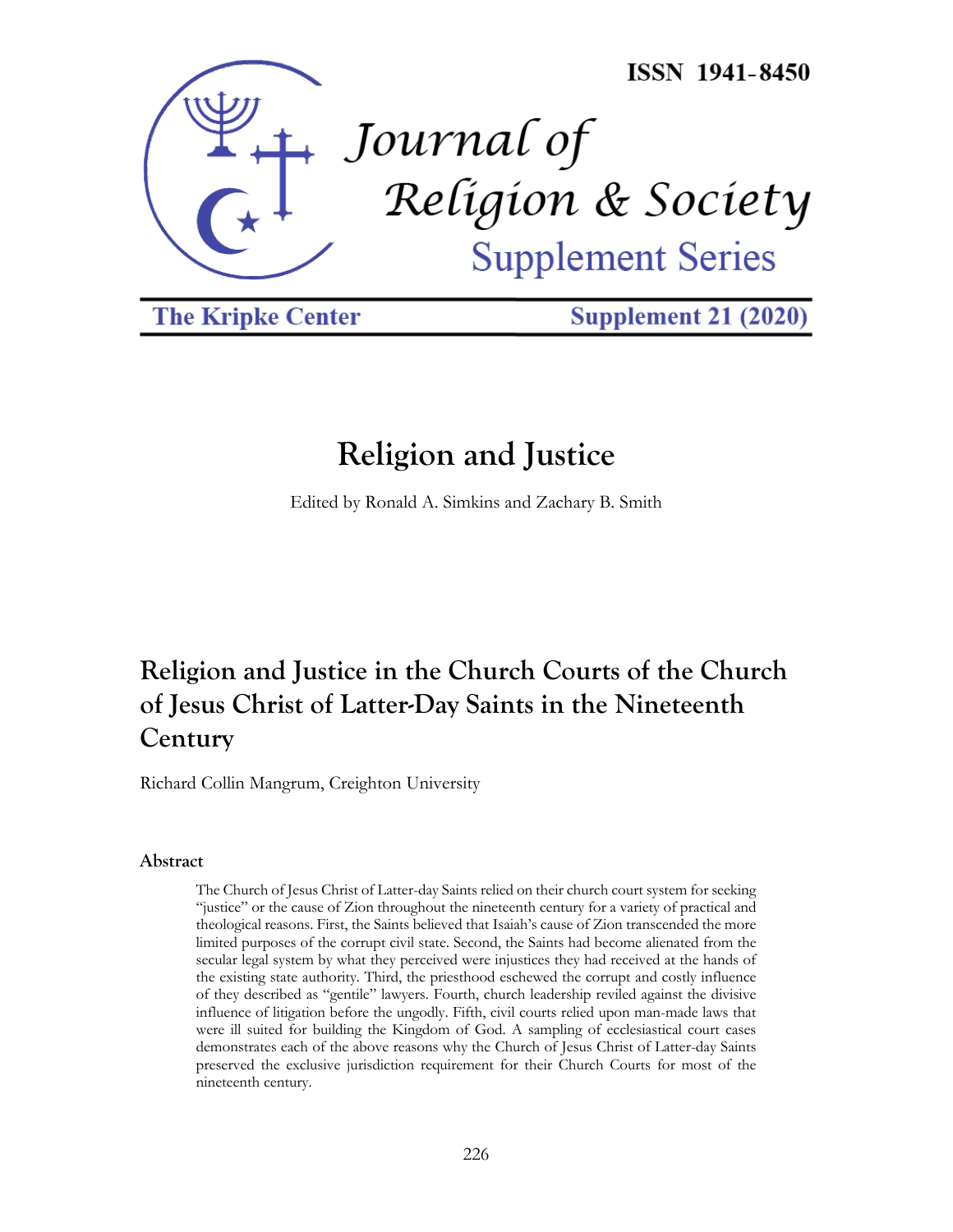ISSN 1941-8450

# Journal of Religion & Society

## Supplement Series

The Kripke Center | Supplement 21 (2020)

# Religion and Justice

Edited by Ronald A. Simkins and Zachary B. Smith

## Religion and Justice in the Church Courts of the Church of Jesus Christ of Latter-Day Saints in the Nineteenth Century

Richard Collin Mangrum, Creighton University

### Abstract

The Church of Jesus Christ of Latter-day Saints relied on their church court system for seeking "justice" or the cause of Zion throughout the nineteenth century for a variety of practical and theological reasons. First, the Saints believed that Isaiah's cause of Zion transcended the more limited purposes of the corrupt civil state. Second, the Saints had become alienated from the secular legal system by what they perceived were injustices they had received at the hands of the existing state authority. Third, the priesthood eschewed the corrupt and costly influence of they described as "gentile" lawyers. Fourth, church leadership reviled against the divisive influence of litigation before the ungodly. Fifth, civil courts relied upon man-made laws that were ill suited for building the Kingdom of God. A sampling of ecclesiastical court cases demonstrates each of the above reasons why the Church of Jesus Christ of Latter-day Saints preserved the exclusive jurisdiction requirement for their Church Courts for most of the nineteenth century.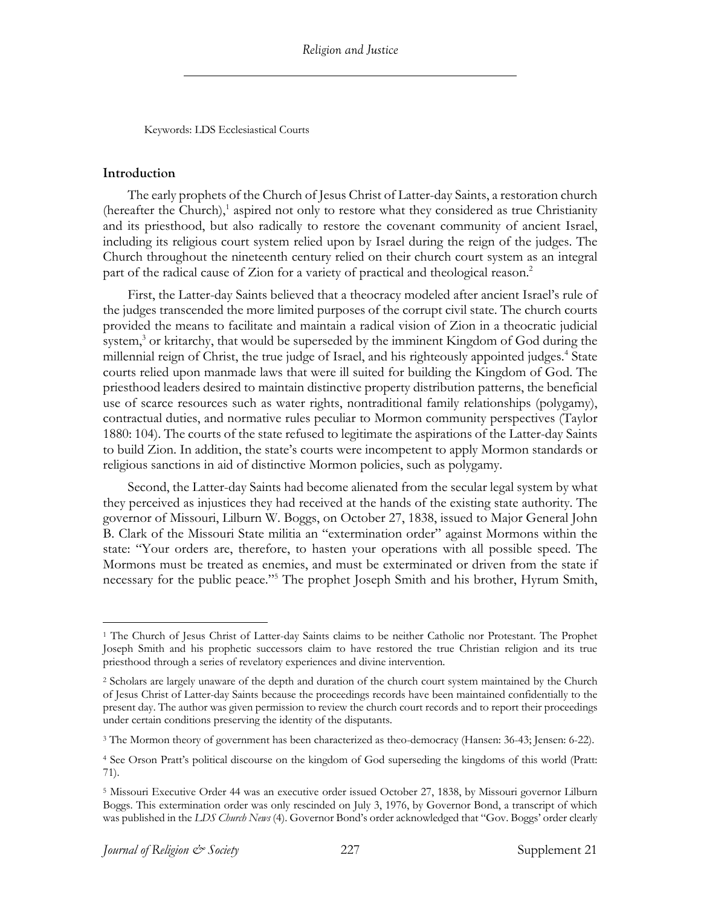Keywords: LDS Ecclesiastical Courts

## Introduction

The early prophets of the Church of Jesus Christ of Latter-day Saints, a restoration church (hereafter the Church),[1] aspired not only to restore what they considered as true Christianity and its priesthood, but also radically to restore the covenant community of ancient Israel, including its religious court system relied upon by Israel during the reign of the judges. The Church throughout the nineteenth century relied on their church court system as an integral part of the radical cause of Zion for a variety of practical and theological reason.[2]

First, the Latter-day Saints believed that a theocracy modeled after ancient Israel's rule of the judges transcended the more limited purposes of the corrupt civil state. The church courts provided the means to facilitate and maintain a radical vision of Zion in a theocratic judicial system,[3] or kritarchy, that would be superseded by the imminent Kingdom of God during the millennial reign of Christ, the true judge of Israel, and his righteously appointed judges.[4] State courts relied upon manmade laws that were ill suited for building the Kingdom of God. The priesthood leaders desired to maintain distinctive property distribution patterns, the beneficial use of scarce resources such as water rights, nontraditional family relationships (polygamy), contractual duties, and normative rules peculiar to Mormon community perspectives (Taylor 1880: 104). The courts of the state refused to legitimate the aspirations of the Latter-day Saints to build Zion. In addition, the state's courts were incompetent to apply Mormon standards or religious sanctions in aid of distinctive Mormon policies, such as polygamy.

Second, the Latter-day Saints had become alienated from the secular legal system by what they perceived as injustices they had received at the hands of the existing state authority. The governor of Missouri, Lilburn W. Boggs, on October 27, 1838, issued to Major General John B. Clark of the Missouri State militia an "extermination order" against Mormons within the state: "Your orders are, therefore, to hasten your operations with all possible speed. The Mormons must be treated as enemies, and must be exterminated or driven from the state if necessary for the public peace."[5] The prophet Joseph Smith and his brother, Hyrum Smith,

---

[1] The Church of Jesus Christ of Latter-day Saints claims to be neither Catholic nor Protestant. The Prophet Joseph Smith and his prophetic successors claim to have restored the true Christian religion and its true priesthood through a series of revelatory experiences and divine intervention.

[2] Scholars are largely unaware of the depth and duration of the church court system maintained by the Church of Jesus Christ of Latter-day Saints because the proceedings records have been maintained confidentially to the present day. The author was given permission to review the church court records and to report their proceedings under certain conditions preserving the identity of the disputants.

[3] The Mormon theory of government has been characterized as theo-democracy (Hansen: 36-43; Jensen: 6-22).

[4] See Orson Pratt's political discourse on the kingdom of God superseding the kingdoms of this world (Pratt: 71).

[5] Missouri Executive Order 44 was an executive order issued October 27, 1838, by Missouri governor Lilburn Boggs. This extermination order was only rescinded on July 3, 1976, by Governor Bond, a transcript of which was published in the *LDS Church News* (4). Governor Bond's order acknowledged that "Gov. Boggs' order clearly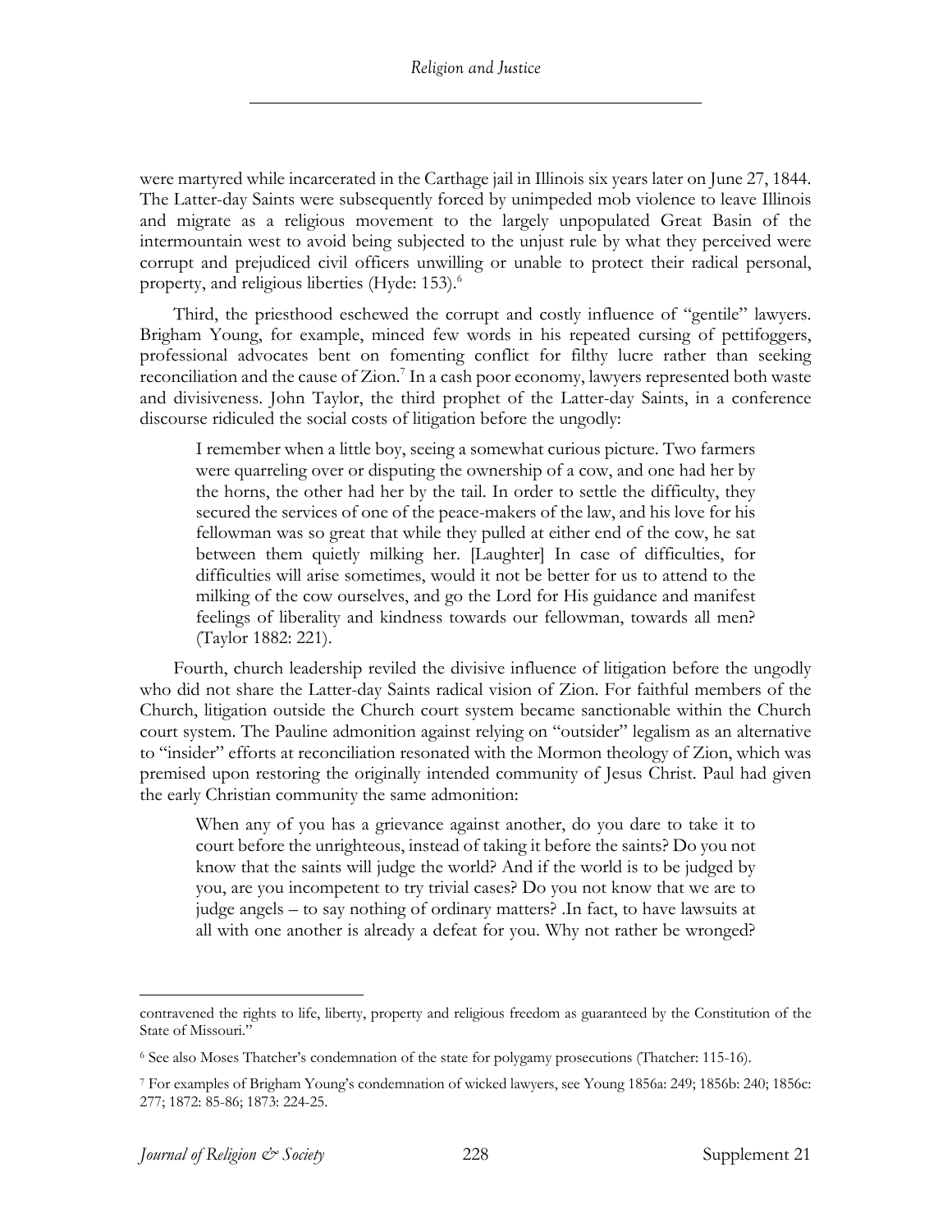were martyred while incarcerated in the Carthage jail in Illinois six years later on June 27, 1844. The Latter-day Saints were subsequently forced by unimpeded mob violence to leave Illinois and migrate as a religious movement to the largely unpopulated Great Basin of the intermountain west to avoid being subjected to the unjust rule by what they perceived were corrupt and prejudiced civil officers unwilling or unable to protect their radical personal, property, and religious liberties (Hyde: 153).[6]

Third, the priesthood eschewed the corrupt and costly influence of "gentile" lawyers. Brigham Young, for example, minced few words in his repeated cursing of pettifoggers, professional advocates bent on fomenting conflict for filthy lucre rather than seeking reconciliation and the cause of Zion.[7] In a cash poor economy, lawyers represented both waste and divisiveness. John Taylor, the third prophet of the Latter-day Saints, in a conference discourse ridiculed the social costs of litigation before the ungodly:

> I remember when a little boy, seeing a somewhat curious picture. Two farmers were quarreling over or disputing the ownership of a cow, and one had her by the horns, the other had her by the tail. In order to settle the difficulty, they secured the services of one of the peace-makers of the law, and his love for his fellowman was so great that while they pulled at either end of the cow, he sat between them quietly milking her. [Laughter] In case of difficulties, for difficulties will arise sometimes, would it not be better for us to attend to the milking of the cow ourselves, and go the Lord for His guidance and manifest feelings of liberality and kindness towards our fellowman, towards all men? (Taylor 1882: 221).

Fourth, church leadership reviled the divisive influence of litigation before the ungodly who did not share the Latter-day Saints radical vision of Zion. For faithful members of the Church, litigation outside the Church court system became sanctionable within the Church court system. The Pauline admonition against relying on "outsider" legalism as an alternative to "insider" efforts at reconciliation resonated with the Mormon theology of Zion, which was premised upon restoring the originally intended community of Jesus Christ. Paul had given the early Christian community the same admonition:

> When any of you has a grievance against another, do you dare to take it to court before the unrighteous, instead of taking it before the saints? Do you not know that the saints will judge the world? And if the world is to be judged by you, are you incompetent to try trivial cases? Do you not know that we are to judge angels – to say nothing of ordinary matters? .In fact, to have lawsuits at all with one another is already a defeat for you. Why not rather be wronged?

---

contravened the rights to life, liberty, property and religious freedom as guaranteed by the Constitution of the State of Missouri."

[6] See also Moses Thatcher's condemnation of the state for polygamy prosecutions (Thatcher: 115-16).

[7] For examples of Brigham Young's condemnation of wicked lawyers, see Young 1856a: 249; 1856b: 240; 1856c: 277; 1872: 85-86; 1873: 224-25.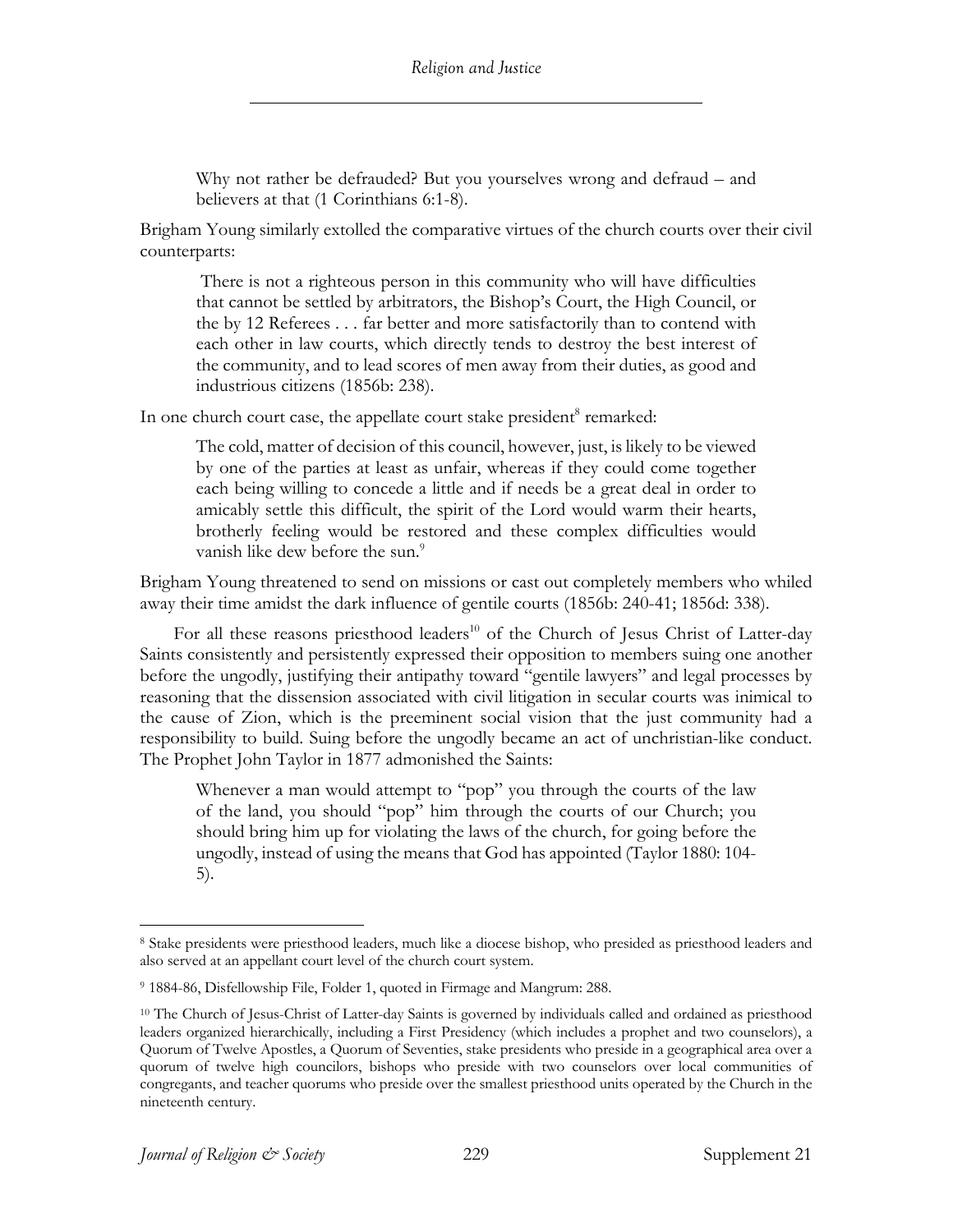> Why not rather be defrauded? But you yourselves wrong and defraud – and believers at that (1 Corinthians 6:1-8).

Brigham Young similarly extolled the comparative virtues of the church courts over their civil counterparts:

> There is not a righteous person in this community who will have difficulties that cannot be settled by arbitrators, the Bishop's Court, the High Council, or the by 12 Referees . . . far better and more satisfactorily than to contend with each other in law courts, which directly tends to destroy the best interest of the community, and to lead scores of men away from their duties, as good and industrious citizens (1856b: 238).

In one church court case, the appellate court stake president[8] remarked:

> The cold, matter of decision of this council, however, just, is likely to be viewed by one of the parties at least as unfair, whereas if they could come together each being willing to concede a little and if needs be a great deal in order to amicably settle this difficult, the spirit of the Lord would warm their hearts, brotherly feeling would be restored and these complex difficulties would vanish like dew before the sun.[9]

Brigham Young threatened to send on missions or cast out completely members who whiled away their time amidst the dark influence of gentile courts (1856b: 240-41; 1856d: 338).

For all these reasons priesthood leaders[10] of the Church of Jesus Christ of Latter-day Saints consistently and persistently expressed their opposition to members suing one another before the ungodly, justifying their antipathy toward "gentile lawyers" and legal processes by reasoning that the dissension associated with civil litigation in secular courts was inimical to the cause of Zion, which is the preeminent social vision that the just community had a responsibility to build. Suing before the ungodly became an act of unchristian-like conduct. The Prophet John Taylor in 1877 admonished the Saints:

> Whenever a man would attempt to "pop" you through the courts of the law of the land, you should "pop" him through the courts of our Church; you should bring him up for violating the laws of the church, for going before the ungodly, instead of using the means that God has appointed (Taylor 1880: 104-5).

---

[8] Stake presidents were priesthood leaders, much like a diocese bishop, who presided as priesthood leaders and also served at an appellant court level of the church court system.

[9] 1884-86, Disfellowship File, Folder 1, quoted in Firmage and Mangrum: 288.

[10] The Church of Jesus-Christ of Latter-day Saints is governed by individuals called and ordained as priesthood leaders organized hierarchically, including a First Presidency (which includes a prophet and two counselors), a Quorum of Twelve Apostles, a Quorum of Seventies, stake presidents who preside in a geographical area over a quorum of twelve high councilors, bishops who preside with two counselors over local communities of congregants, and teacher quorums who preside over the smallest priesthood units operated by the Church in the nineteenth century.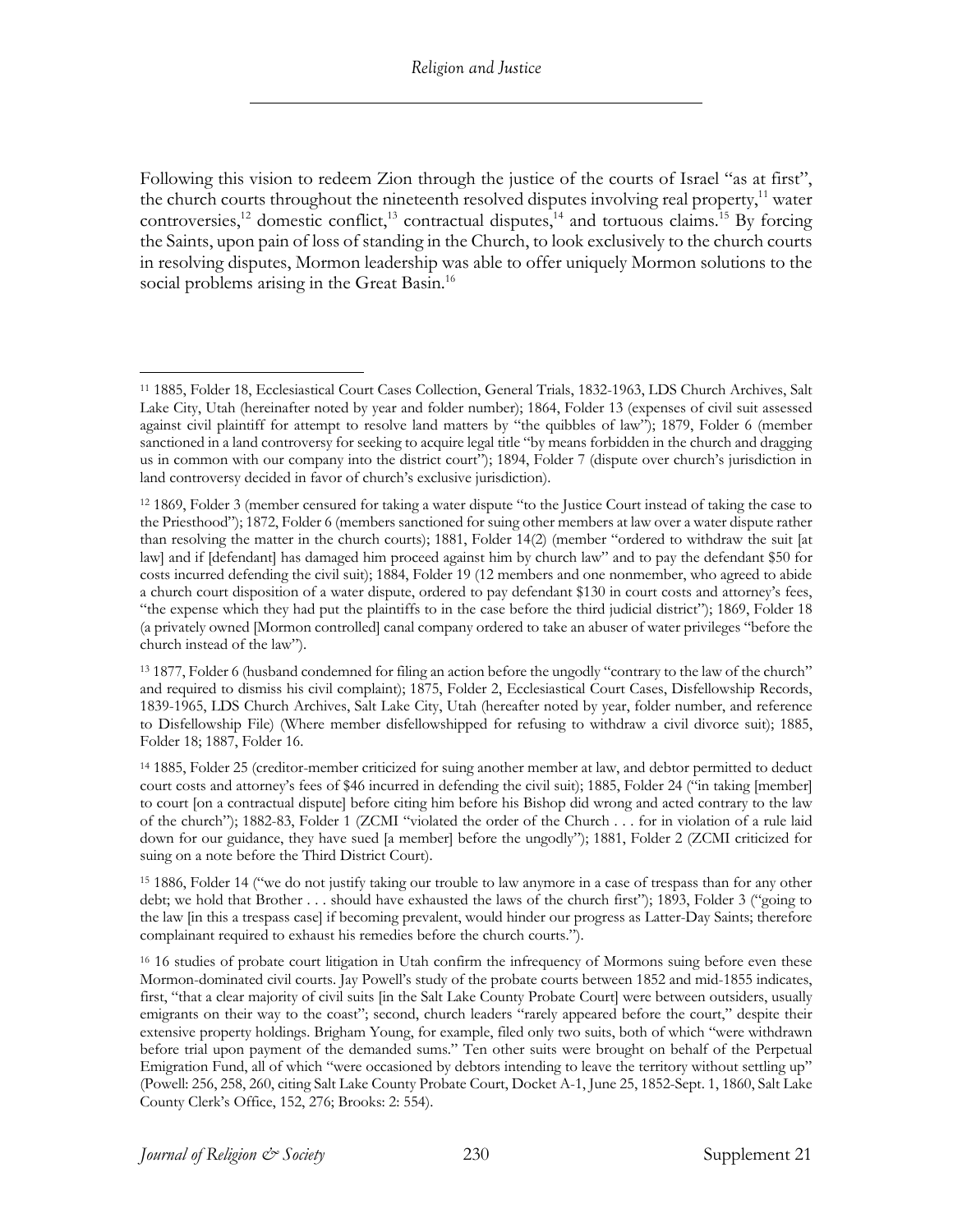Following this vision to redeem Zion through the justice of the courts of Israel "as at first", the church courts throughout the nineteenth resolved disputes involving real property,[11] water controversies,[12] domestic conflict,[13] contractual disputes,[14] and tortuous claims.[15] By forcing the Saints, upon pain of loss of standing in the Church, to look exclusively to the church courts in resolving disputes, Mormon leadership was able to offer uniquely Mormon solutions to the social problems arising in the Great Basin.[16]

---

[11] 1885, Folder 18, Ecclesiastical Court Cases Collection, General Trials, 1832-1963, LDS Church Archives, Salt Lake City, Utah (hereinafter noted by year and folder number); 1864, Folder 13 (expenses of civil suit assessed against civil plaintiff for attempt to resolve land matters by "the quibbles of law"); 1879, Folder 6 (member sanctioned in a land controversy for seeking to acquire legal title "by means forbidden in the church and dragging us in common with our company into the district court"); 1894, Folder 7 (dispute over church's jurisdiction in land controversy decided in favor of church's exclusive jurisdiction).

[12] 1869, Folder 3 (member censured for taking a water dispute "to the Justice Court instead of taking the case to the Priesthood"); 1872, Folder 6 (members sanctioned for suing other members at law over a water dispute rather than resolving the matter in the church courts); 1881, Folder 14(2) (member "ordered to withdraw the suit [at law] and if [defendant] has damaged him proceed against him by church law" and to pay the defendant $50 for costs incurred defending the civil suit); 1884, Folder 19 (12 members and one nonmember, who agreed to abide a church court disposition of a water dispute, ordered to pay defendant $130 in court costs and attorney's fees, "the expense which they had put the plaintiffs to in the case before the third judicial district"); 1869, Folder 18 (a privately owned [Mormon controlled] canal company ordered to take an abuser of water privileges "before the church instead of the law").

[13] 1877, Folder 6 (husband condemned for filing an action before the ungodly "contrary to the law of the church" and required to dismiss his civil complaint); 1875, Folder 2, Ecclesiastical Court Cases, Disfellowship Records, 1839-1965, LDS Church Archives, Salt Lake City, Utah (hereafter noted by year, folder number, and reference to Disfellowship File) (Where member disfellowshipped for refusing to withdraw a civil divorce suit); 1885, Folder 18; 1887, Folder 16.

[14] 1885, Folder 25 (creditor-member criticized for suing another member at law, and debtor permitted to deduct court costs and attorney's fees of $46 incurred in defending the civil suit); 1885, Folder 24 ("in taking [member] to court [on a contractual dispute] before citing him before his Bishop did wrong and acted contrary to the law of the church"); 1882-83, Folder 1 (ZCMI "violated the order of the Church . . . for in violation of a rule laid down for our guidance, they have sued [a member] before the ungodly"); 1881, Folder 2 (ZCMI criticized for suing on a note before the Third District Court).

[15] 1886, Folder 14 ("we do not justify taking our trouble to law anymore in a case of trespass than for any other debt; we hold that Brother . . . should have exhausted the laws of the church first"); 1893, Folder 3 ("going to the law [in this a trespass case] if becoming prevalent, would hinder our progress as Latter-Day Saints; therefore complainant required to exhaust his remedies before the church courts.").

[16] 16 studies of probate court litigation in Utah confirm the infrequency of Mormons suing before even these Mormon-dominated civil courts. Jay Powell's study of the probate courts between 1852 and mid-1855 indicates, first, "that a clear majority of civil suits [in the Salt Lake County Probate Court] were between outsiders, usually emigrants on their way to the coast"; second, church leaders "rarely appeared before the court," despite their extensive property holdings. Brigham Young, for example, filed only two suits, both of which "were withdrawn before trial upon payment of the demanded sums." Ten other suits were brought on behalf of the Perpetual Emigration Fund, all of which "were occasioned by debtors intending to leave the territory without settling up" (Powell: 256, 258, 260, citing Salt Lake County Probate Court, Docket A-1, June 25, 1852-Sept. 1, 1860, Salt Lake County Clerk's Office, 152, 276; Brooks: 2: 554).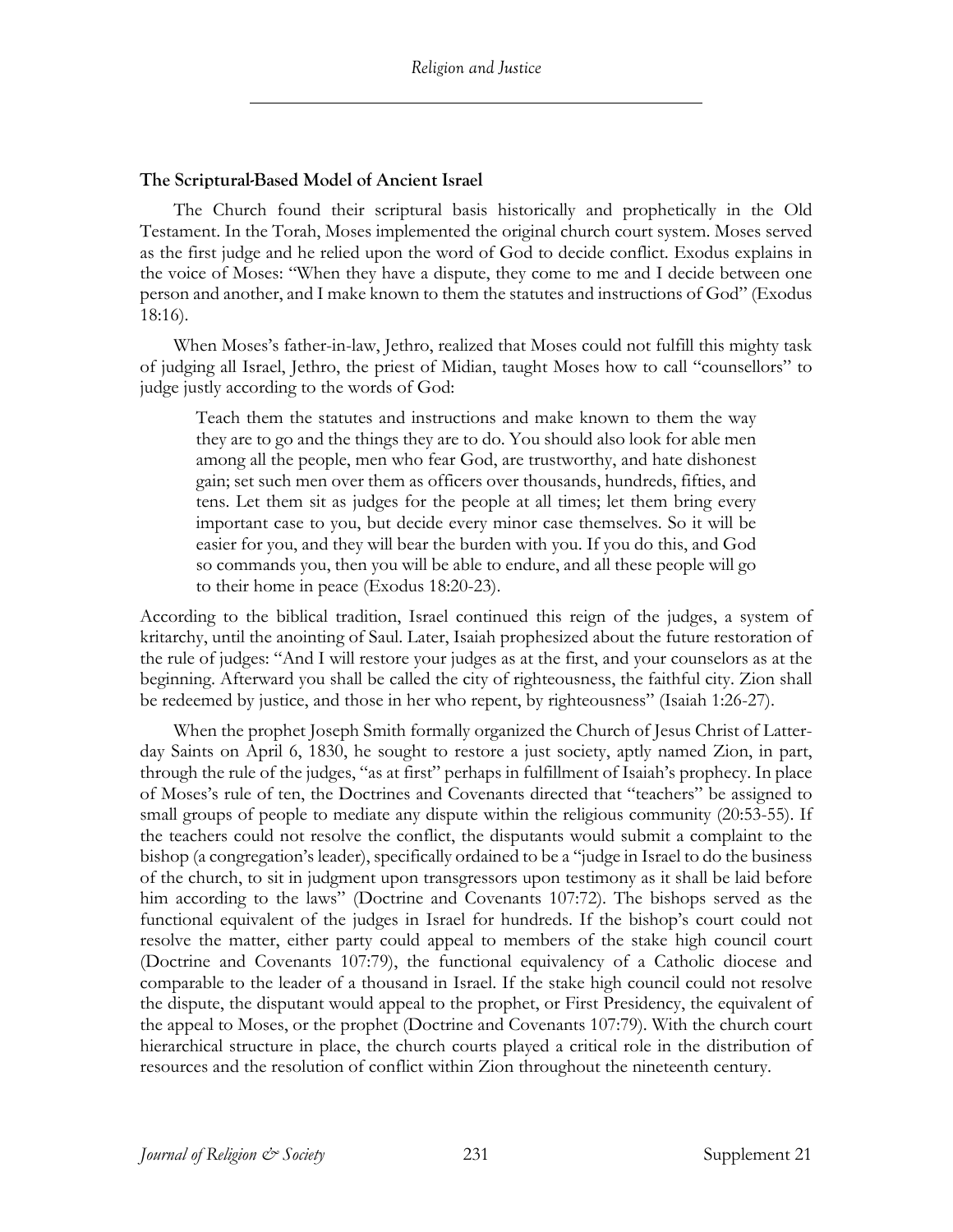### The Scriptural-Based Model of Ancient Israel

The Church found their scriptural basis historically and prophetically in the Old Testament. In the Torah, Moses implemented the original church court system. Moses served as the first judge and he relied upon the word of God to decide conflict. Exodus explains in the voice of Moses: "When they have a dispute, they come to me and I decide between one person and another, and I make known to them the statutes and instructions of God" (Exodus 18:16).

When Moses's father-in-law, Jethro, realized that Moses could not fulfill this mighty task of judging all Israel, Jethro, the priest of Midian, taught Moses how to call "counsellors" to judge justly according to the words of God:

> Teach them the statutes and instructions and make known to them the way they are to go and the things they are to do. You should also look for able men among all the people, men who fear God, are trustworthy, and hate dishonest gain; set such men over them as officers over thousands, hundreds, fifties, and tens. Let them sit as judges for the people at all times; let them bring every important case to you, but decide every minor case themselves. So it will be easier for you, and they will bear the burden with you. If you do this, and God so commands you, then you will be able to endure, and all these people will go to their home in peace (Exodus 18:20-23).

According to the biblical tradition, Israel continued this reign of the judges, a system of kritarchy, until the anointing of Saul. Later, Isaiah prophesized about the future restoration of the rule of judges: "And I will restore your judges as at the first, and your counselors as at the beginning. Afterward you shall be called the city of righteousness, the faithful city. Zion shall be redeemed by justice, and those in her who repent, by righteousness" (Isaiah 1:26-27).

When the prophet Joseph Smith formally organized the Church of Jesus Christ of Latter-day Saints on April 6, 1830, he sought to restore a just society, aptly named Zion, in part, through the rule of the judges, "as at first" perhaps in fulfillment of Isaiah's prophecy. In place of Moses's rule of ten, the Doctrines and Covenants directed that "teachers" be assigned to small groups of people to mediate any dispute within the religious community (20:53-55). If the teachers could not resolve the conflict, the disputants would submit a complaint to the bishop (a congregation's leader), specifically ordained to be a "judge in Israel to do the business of the church, to sit in judgment upon transgressors upon testimony as it shall be laid before him according to the laws" (Doctrine and Covenants 107:72). The bishops served as the functional equivalent of the judges in Israel for hundreds. If the bishop's court could not resolve the matter, either party could appeal to members of the stake high council court (Doctrine and Covenants 107:79), the functional equivalency of a Catholic diocese and comparable to the leader of a thousand in Israel. If the stake high council could not resolve the dispute, the disputant would appeal to the prophet, or First Presidency, the equivalent of the appeal to Moses, or the prophet (Doctrine and Covenants 107:79). With the church court hierarchical structure in place, the church courts played a critical role in the distribution of resources and the resolution of conflict within Zion throughout the nineteenth century.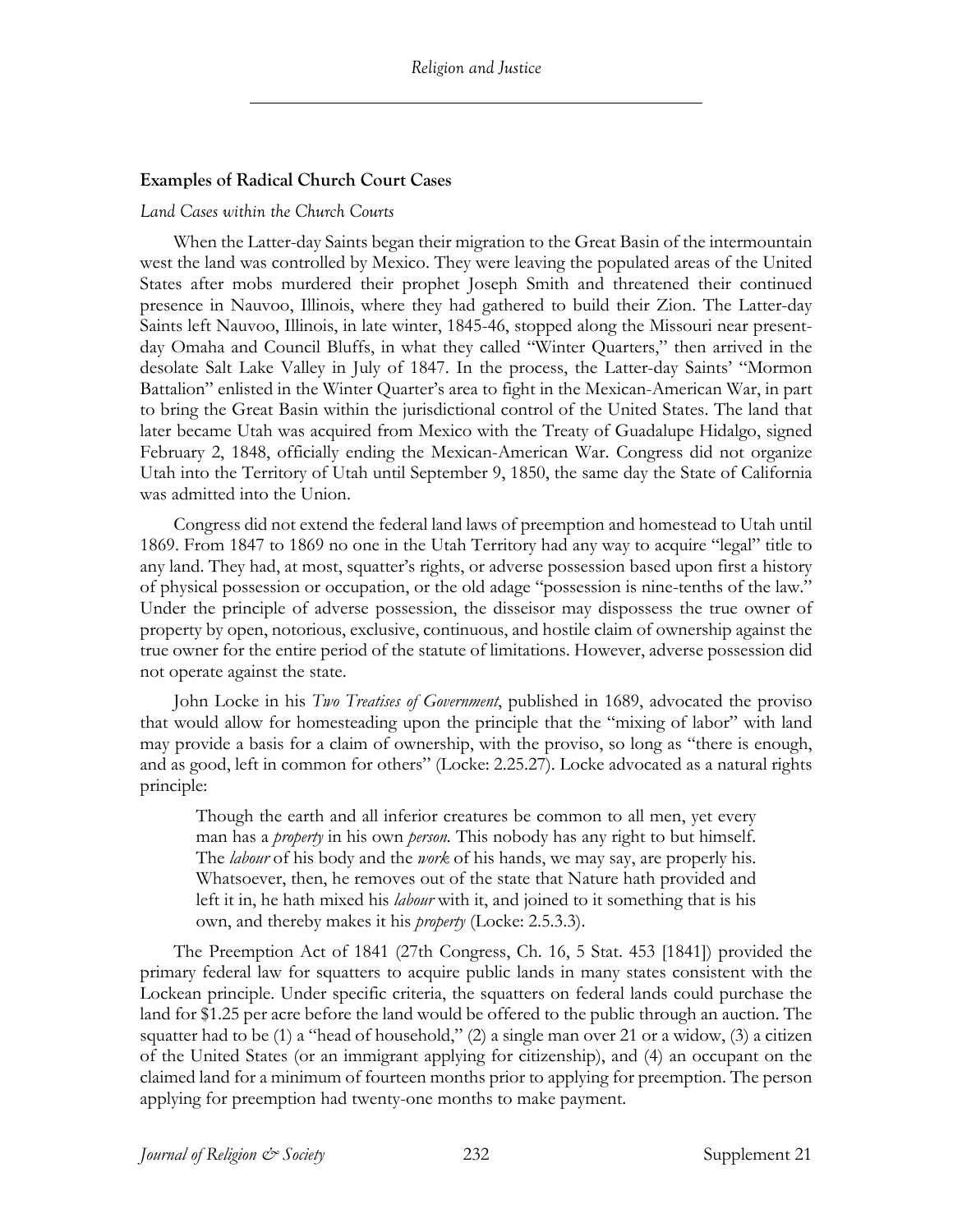### Examples of Radical Church Court Cases

*Land Cases within the Church Courts*

When the Latter-day Saints began their migration to the Great Basin of the intermountain west the land was controlled by Mexico. They were leaving the populated areas of the United States after mobs murdered their prophet Joseph Smith and threatened their continued presence in Nauvoo, Illinois, where they had gathered to build their Zion. The Latter-day Saints left Nauvoo, Illinois, in late winter, 1845-46, stopped along the Missouri near present-day Omaha and Council Bluffs, in what they called "Winter Quarters," then arrived in the desolate Salt Lake Valley in July of 1847. In the process, the Latter-day Saints' "Mormon Battalion" enlisted in the Winter Quarter's area to fight in the Mexican-American War, in part to bring the Great Basin within the jurisdictional control of the United States. The land that later became Utah was acquired from Mexico with the Treaty of Guadalupe Hidalgo, signed February 2, 1848, officially ending the Mexican-American War. Congress did not organize Utah into the Territory of Utah until September 9, 1850, the same day the State of California was admitted into the Union.

Congress did not extend the federal land laws of preemption and homestead to Utah until 1869. From 1847 to 1869 no one in the Utah Territory had any way to acquire "legal" title to any land. They had, at most, squatter's rights, or adverse possession based upon first a history of physical possession or occupation, or the old adage "possession is nine-tenths of the law." Under the principle of adverse possession, the disseisor may dispossess the true owner of property by open, notorious, exclusive, continuous, and hostile claim of ownership against the true owner for the entire period of the statute of limitations. However, adverse possession did not operate against the state.

John Locke in his *Two Treatises of Government*, published in 1689, advocated the proviso that would allow for homesteading upon the principle that the "mixing of labor" with land may provide a basis for a claim of ownership, with the proviso, so long as "there is enough, and as good, left in common for others" (Locke: 2.25.27). Locke advocated as a natural rights principle:

> Though the earth and all inferior creatures be common to all men, yet every man has a *property* in his own *person.* This nobody has any right to but himself. The *labour* of his body and the *work* of his hands, we may say, are properly his. Whatsoever, then, he removes out of the state that Nature hath provided and left it in, he hath mixed his *labour* with it, and joined to it something that is his own, and thereby makes it his *property* (Locke: 2.5.3.3).

The Preemption Act of 1841 (27th Congress, Ch. 16, 5 Stat. 453 [1841]) provided the primary federal law for squatters to acquire public lands in many states consistent with the Lockean principle. Under specific criteria, the squatters on federal lands could purchase the land for $1.25 per acre before the land would be offered to the public through an auction. The squatter had to be (1) a "head of household," (2) a single man over 21 or a widow, (3) a citizen of the United States (or an immigrant applying for citizenship), and (4) an occupant on the claimed land for a minimum of fourteen months prior to applying for preemption. The person applying for preemption had twenty-one months to make payment.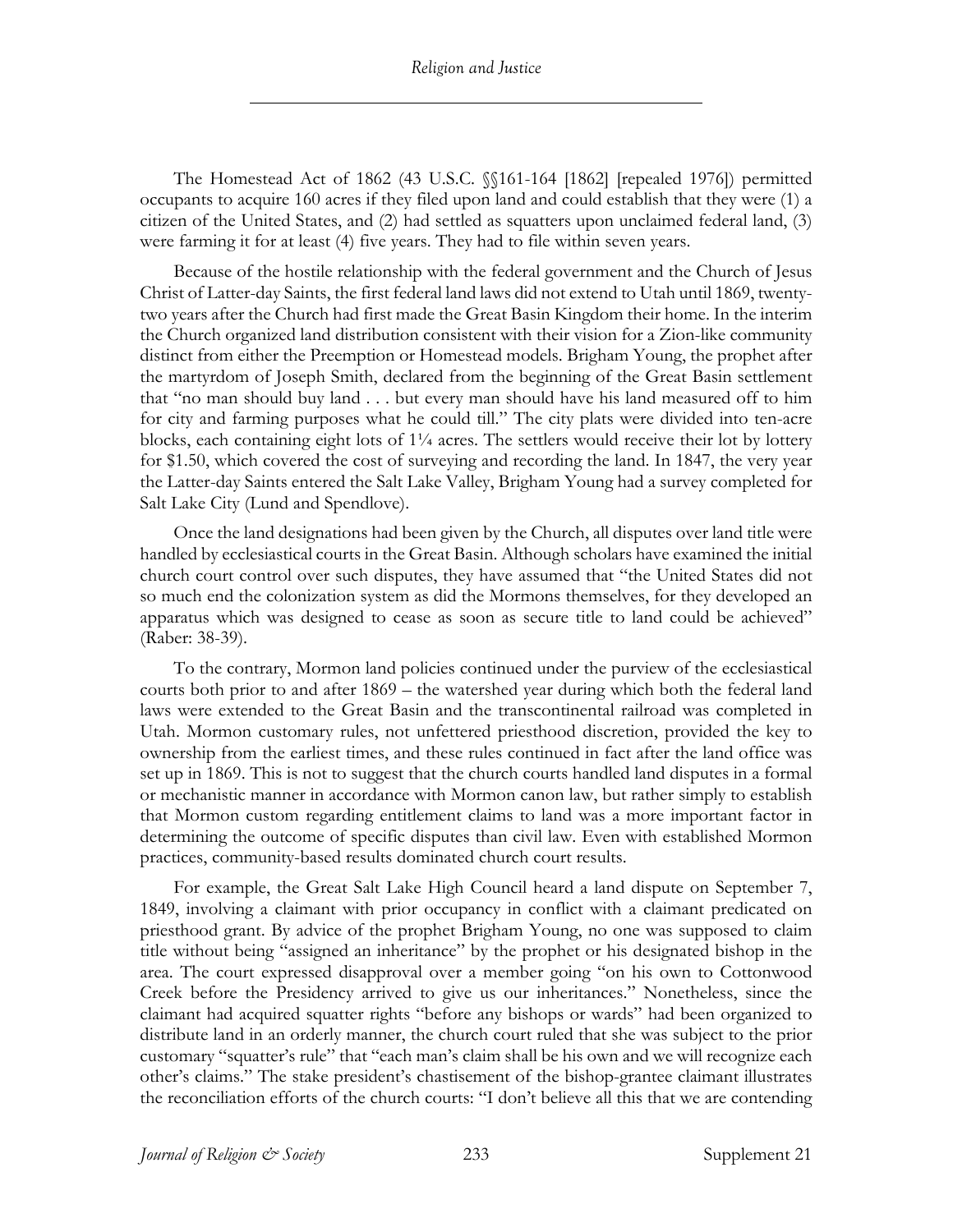The Homestead Act of 1862 (43 U.S.C. §§161-164 [1862] [repealed 1976]) permitted occupants to acquire 160 acres if they filed upon land and could establish that they were (1) a citizen of the United States, and (2) had settled as squatters upon unclaimed federal land, (3) were farming it for at least (4) five years. They had to file within seven years.

Because of the hostile relationship with the federal government and the Church of Jesus Christ of Latter-day Saints, the first federal land laws did not extend to Utah until 1869, twenty-two years after the Church had first made the Great Basin Kingdom their home. In the interim the Church organized land distribution consistent with their vision for a Zion-like community distinct from either the Preemption or Homestead models. Brigham Young, the prophet after the martyrdom of Joseph Smith, declared from the beginning of the Great Basin settlement that "no man should buy land . . . but every man should have his land measured off to him for city and farming purposes what he could till." The city plats were divided into ten-acre blocks, each containing eight lots of 1¼ acres. The settlers would receive their lot by lottery for $1.50, which covered the cost of surveying and recording the land. In 1847, the very year the Latter-day Saints entered the Salt Lake Valley, Brigham Young had a survey completed for Salt Lake City (Lund and Spendlove).

Once the land designations had been given by the Church, all disputes over land title were handled by ecclesiastical courts in the Great Basin. Although scholars have examined the initial church court control over such disputes, they have assumed that "the United States did not so much end the colonization system as did the Mormons themselves, for they developed an apparatus which was designed to cease as soon as secure title to land could be achieved" (Raber: 38-39).

To the contrary, Mormon land policies continued under the purview of the ecclesiastical courts both prior to and after 1869 – the watershed year during which both the federal land laws were extended to the Great Basin and the transcontinental railroad was completed in Utah. Mormon customary rules, not unfettered priesthood discretion, provided the key to ownership from the earliest times, and these rules continued in fact after the land office was set up in 1869. This is not to suggest that the church courts handled land disputes in a formal or mechanistic manner in accordance with Mormon canon law, but rather simply to establish that Mormon custom regarding entitlement claims to land was a more important factor in determining the outcome of specific disputes than civil law. Even with established Mormon practices, community-based results dominated church court results.

For example, the Great Salt Lake High Council heard a land dispute on September 7, 1849, involving a claimant with prior occupancy in conflict with a claimant predicated on priesthood grant. By advice of the prophet Brigham Young, no one was supposed to claim title without being "assigned an inheritance" by the prophet or his designated bishop in the area. The court expressed disapproval over a member going "on his own to Cottonwood Creek before the Presidency arrived to give us our inheritances." Nonetheless, since the claimant had acquired squatter rights "before any bishops or wards" had been organized to distribute land in an orderly manner, the church court ruled that she was subject to the prior customary "squatter's rule" that "each man's claim shall be his own and we will recognize each other's claims." The stake president's chastisement of the bishop-grantee claimant illustrates the reconciliation efforts of the church courts: "I don't believe all this that we are contending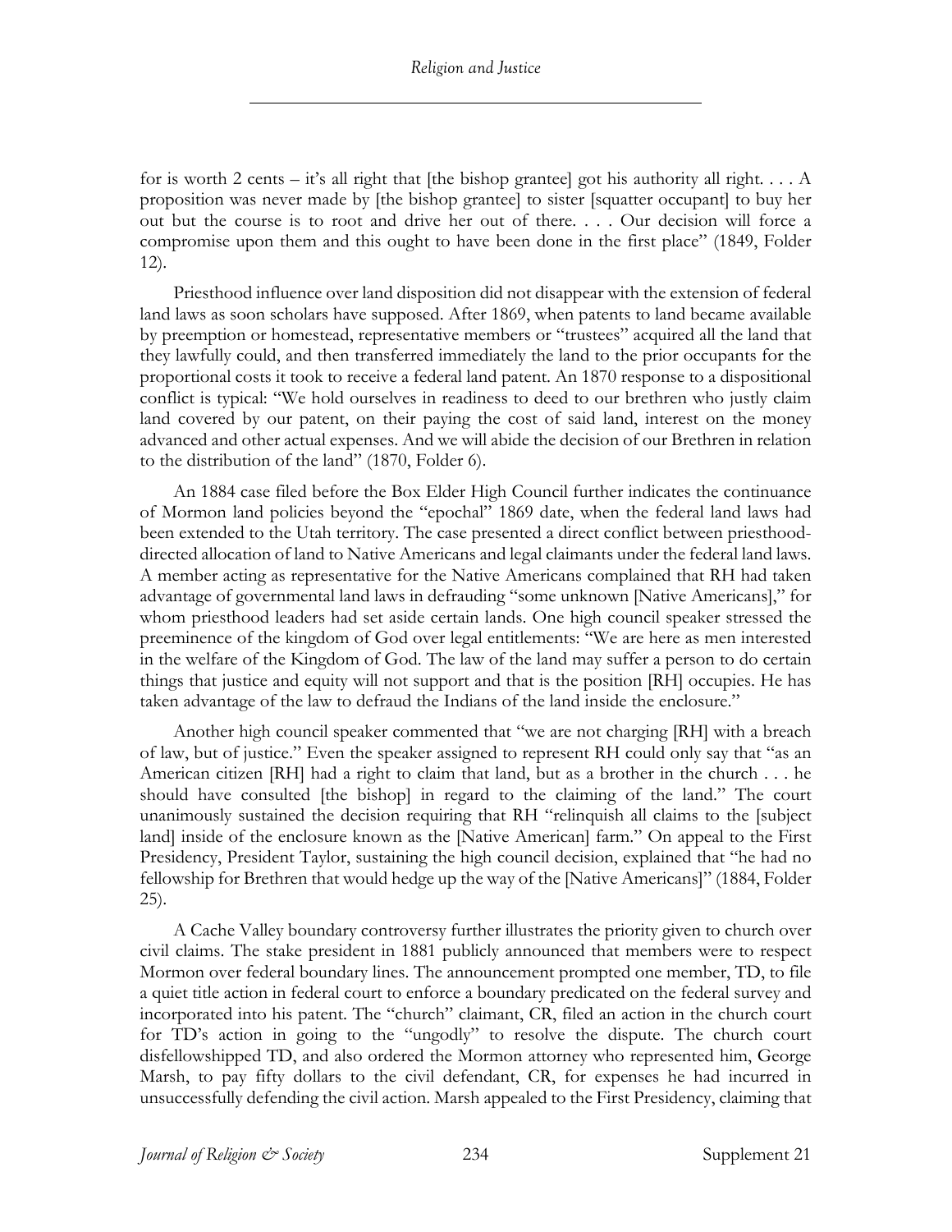for is worth 2 cents – it's all right that [the bishop grantee] got his authority all right. . . . A proposition was never made by [the bishop grantee] to sister [squatter occupant] to buy her out but the course is to root and drive her out of there. . . . Our decision will force a compromise upon them and this ought to have been done in the first place" (1849, Folder 12).

Priesthood influence over land disposition did not disappear with the extension of federal land laws as soon scholars have supposed. After 1869, when patents to land became available by preemption or homestead, representative members or "trustees" acquired all the land that they lawfully could, and then transferred immediately the land to the prior occupants for the proportional costs it took to receive a federal land patent. An 1870 response to a dispositional conflict is typical: "We hold ourselves in readiness to deed to our brethren who justly claim land covered by our patent, on their paying the cost of said land, interest on the money advanced and other actual expenses. And we will abide the decision of our Brethren in relation to the distribution of the land" (1870, Folder 6).

An 1884 case filed before the Box Elder High Council further indicates the continuance of Mormon land policies beyond the "epochal" 1869 date, when the federal land laws had been extended to the Utah territory. The case presented a direct conflict between priesthood-directed allocation of land to Native Americans and legal claimants under the federal land laws. A member acting as representative for the Native Americans complained that RH had taken advantage of governmental land laws in defrauding "some unknown [Native Americans]," for whom priesthood leaders had set aside certain lands. One high council speaker stressed the preeminence of the kingdom of God over legal entitlements: "We are here as men interested in the welfare of the Kingdom of God. The law of the land may suffer a person to do certain things that justice and equity will not support and that is the position [RH] occupies. He has taken advantage of the law to defraud the Indians of the land inside the enclosure."

Another high council speaker commented that "we are not charging [RH] with a breach of law, but of justice." Even the speaker assigned to represent RH could only say that "as an American citizen [RH] had a right to claim that land, but as a brother in the church . . . he should have consulted [the bishop] in regard to the claiming of the land." The court unanimously sustained the decision requiring that RH "relinquish all claims to the [subject land] inside of the enclosure known as the [Native American] farm." On appeal to the First Presidency, President Taylor, sustaining the high council decision, explained that "he had no fellowship for Brethren that would hedge up the way of the [Native Americans]" (1884, Folder 25).

A Cache Valley boundary controversy further illustrates the priority given to church over civil claims. The stake president in 1881 publicly announced that members were to respect Mormon over federal boundary lines. The announcement prompted one member, TD, to file a quiet title action in federal court to enforce a boundary predicated on the federal survey and incorporated into his patent. The "church" claimant, CR, filed an action in the church court for TD's action in going to the "ungodly" to resolve the dispute. The church court disfellowshipped TD, and also ordered the Mormon attorney who represented him, George Marsh, to pay fifty dollars to the civil defendant, CR, for expenses he had incurred in unsuccessfully defending the civil action. Marsh appealed to the First Presidency, claiming that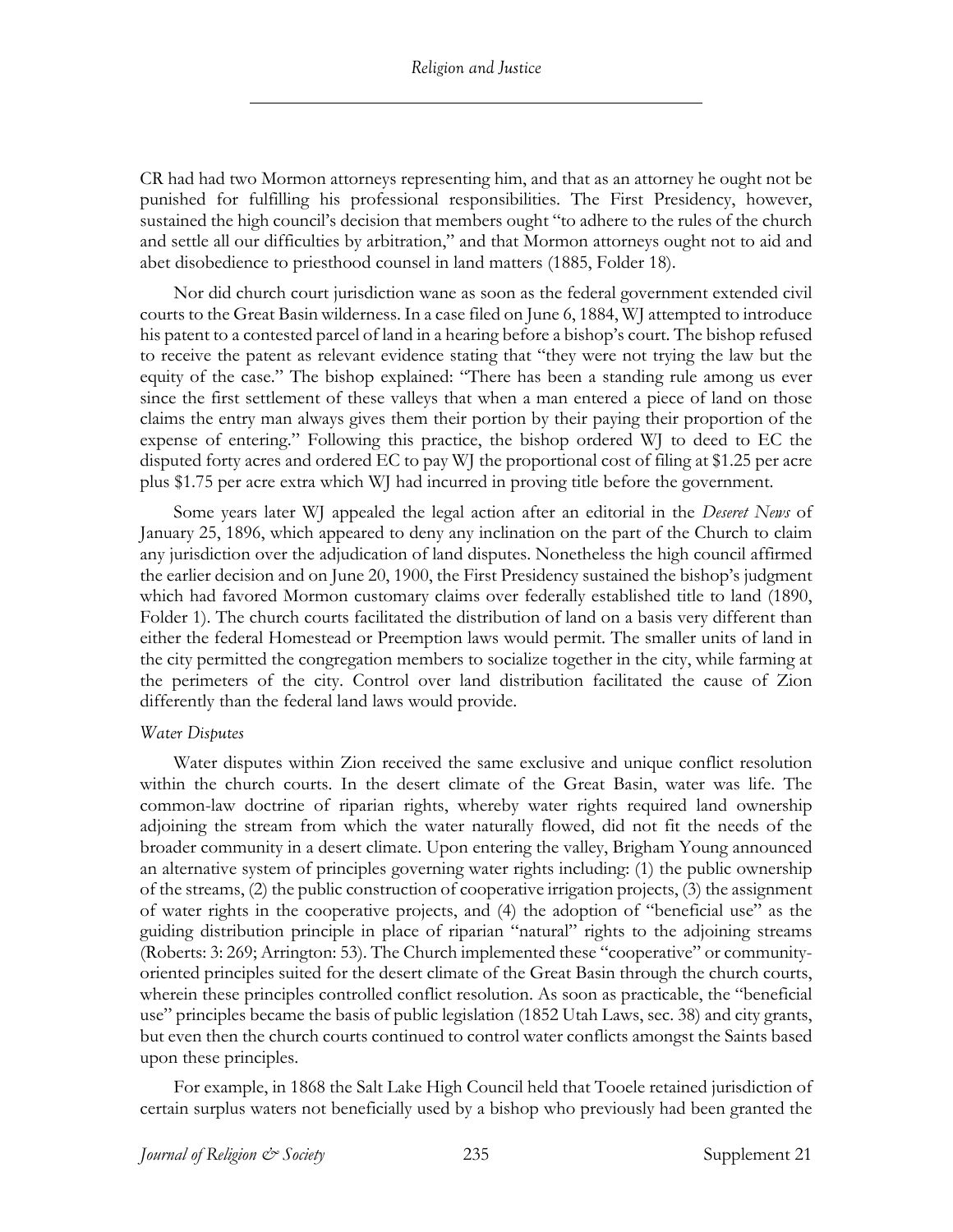CR had had two Mormon attorneys representing him, and that as an attorney he ought not be punished for fulfilling his professional responsibilities. The First Presidency, however, sustained the high council's decision that members ought "to adhere to the rules of the church and settle all our difficulties by arbitration," and that Mormon attorneys ought not to aid and abet disobedience to priesthood counsel in land matters (1885, Folder 18).

Nor did church court jurisdiction wane as soon as the federal government extended civil courts to the Great Basin wilderness. In a case filed on June 6, 1884, WJ attempted to introduce his patent to a contested parcel of land in a hearing before a bishop's court. The bishop refused to receive the patent as relevant evidence stating that "they were not trying the law but the equity of the case." The bishop explained: "There has been a standing rule among us ever since the first settlement of these valleys that when a man entered a piece of land on those claims the entry man always gives them their portion by their paying their proportion of the expense of entering." Following this practice, the bishop ordered WJ to deed to EC the disputed forty acres and ordered EC to pay WJ the proportional cost of filing at $1.25 per acre plus $1.75 per acre extra which WJ had incurred in proving title before the government.

Some years later WJ appealed the legal action after an editorial in the *Deseret News* of January 25, 1896, which appeared to deny any inclination on the part of the Church to claim any jurisdiction over the adjudication of land disputes. Nonetheless the high council affirmed the earlier decision and on June 20, 1900, the First Presidency sustained the bishop's judgment which had favored Mormon customary claims over federally established title to land (1890, Folder 1). The church courts facilitated the distribution of land on a basis very different than either the federal Homestead or Preemption laws would permit. The smaller units of land in the city permitted the congregation members to socialize together in the city, while farming at the perimeters of the city. Control over land distribution facilitated the cause of Zion differently than the federal land laws would provide.

*Water Disputes*

Water disputes within Zion received the same exclusive and unique conflict resolution within the church courts. In the desert climate of the Great Basin, water was life. The common-law doctrine of riparian rights, whereby water rights required land ownership adjoining the stream from which the water naturally flowed, did not fit the needs of the broader community in a desert climate. Upon entering the valley, Brigham Young announced an alternative system of principles governing water rights including: (1) the public ownership of the streams, (2) the public construction of cooperative irrigation projects, (3) the assignment of water rights in the cooperative projects, and (4) the adoption of "beneficial use" as the guiding distribution principle in place of riparian "natural" rights to the adjoining streams (Roberts: 3: 269; Arrington: 53). The Church implemented these "cooperative" or community-oriented principles suited for the desert climate of the Great Basin through the church courts, wherein these principles controlled conflict resolution. As soon as practicable, the "beneficial use" principles became the basis of public legislation (1852 Utah Laws, sec. 38) and city grants, but even then the church courts continued to control water conflicts amongst the Saints based upon these principles.

For example, in 1868 the Salt Lake High Council held that Tooele retained jurisdiction of certain surplus waters not beneficially used by a bishop who previously had been granted the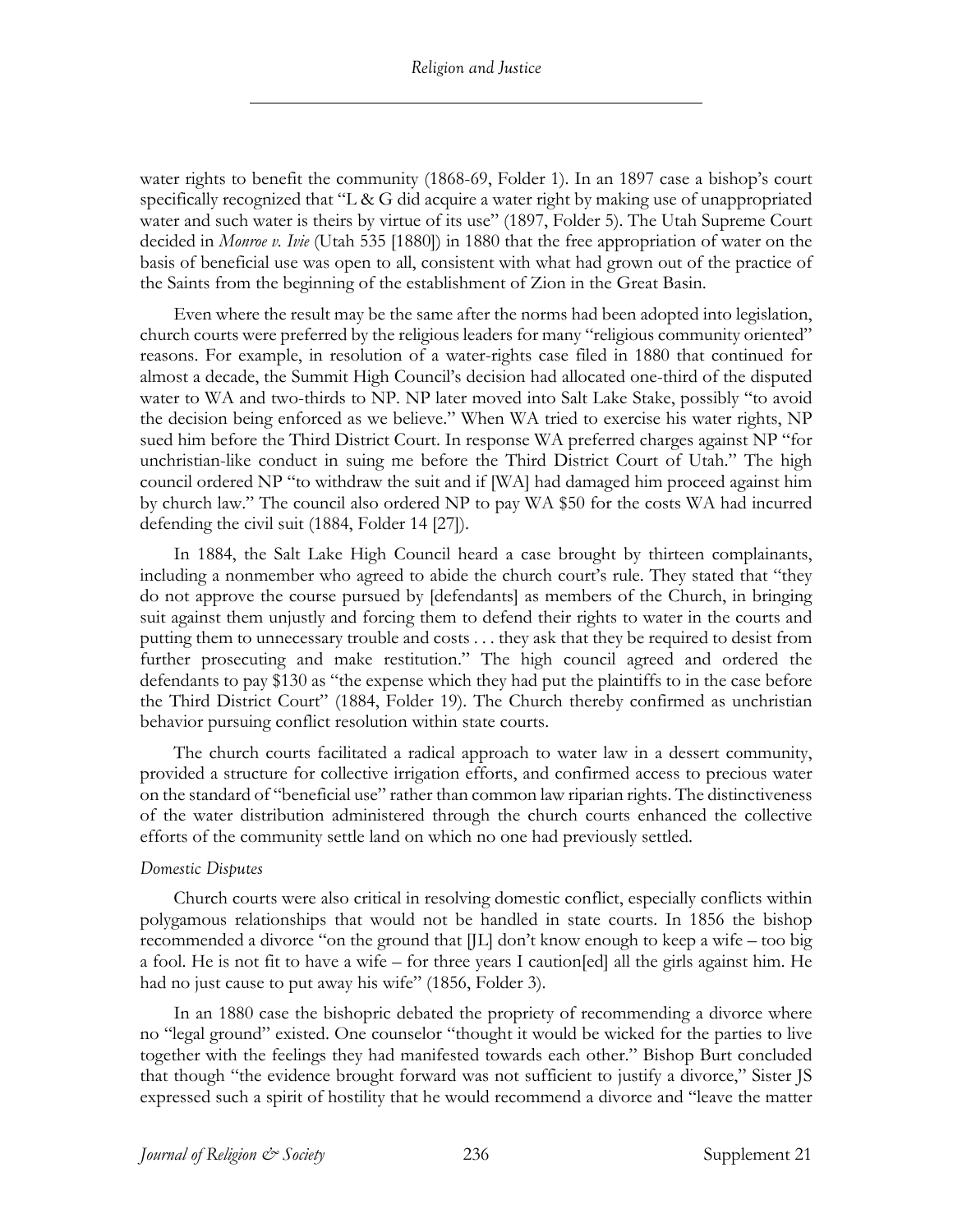water rights to benefit the community (1868-69, Folder 1). In an 1897 case a bishop's court specifically recognized that "L & G did acquire a water right by making use of unappropriated water and such water is theirs by virtue of its use" (1897, Folder 5). The Utah Supreme Court decided in *Monroe v. Ivie* (Utah 535 [1880]) in 1880 that the free appropriation of water on the basis of beneficial use was open to all, consistent with what had grown out of the practice of the Saints from the beginning of the establishment of Zion in the Great Basin.

Even where the result may be the same after the norms had been adopted into legislation, church courts were preferred by the religious leaders for many "religious community oriented" reasons. For example, in resolution of a water-rights case filed in 1880 that continued for almost a decade, the Summit High Council's decision had allocated one-third of the disputed water to WA and two-thirds to NP. NP later moved into Salt Lake Stake, possibly "to avoid the decision being enforced as we believe." When WA tried to exercise his water rights, NP sued him before the Third District Court. In response WA preferred charges against NP "for unchristian-like conduct in suing me before the Third District Court of Utah." The high council ordered NP "to withdraw the suit and if [WA] had damaged him proceed against him by church law." The council also ordered NP to pay WA $50 for the costs WA had incurred defending the civil suit (1884, Folder 14 [27]).

In 1884, the Salt Lake High Council heard a case brought by thirteen complainants, including a nonmember who agreed to abide the church court's rule. They stated that "they do not approve the course pursued by [defendants] as members of the Church, in bringing suit against them unjustly and forcing them to defend their rights to water in the courts and putting them to unnecessary trouble and costs . . . they ask that they be required to desist from further prosecuting and make restitution." The high council agreed and ordered the defendants to pay $130 as "the expense which they had put the plaintiffs to in the case before the Third District Court" (1884, Folder 19). The Church thereby confirmed as unchristian behavior pursuing conflict resolution within state courts.

The church courts facilitated a radical approach to water law in a dessert community, provided a structure for collective irrigation efforts, and confirmed access to precious water on the standard of "beneficial use" rather than common law riparian rights. The distinctiveness of the water distribution administered through the church courts enhanced the collective efforts of the community settle land on which no one had previously settled.

*Domestic Disputes*

Church courts were also critical in resolving domestic conflict, especially conflicts within polygamous relationships that would not be handled in state courts. In 1856 the bishop recommended a divorce "on the ground that [JL] don't know enough to keep a wife – too big a fool. He is not fit to have a wife – for three years I caution[ed] all the girls against him. He had no just cause to put away his wife" (1856, Folder 3).

In an 1880 case the bishopric debated the propriety of recommending a divorce where no "legal ground" existed. One counselor "thought it would be wicked for the parties to live together with the feelings they had manifested towards each other." Bishop Burt concluded that though "the evidence brought forward was not sufficient to justify a divorce," Sister JS expressed such a spirit of hostility that he would recommend a divorce and "leave the matter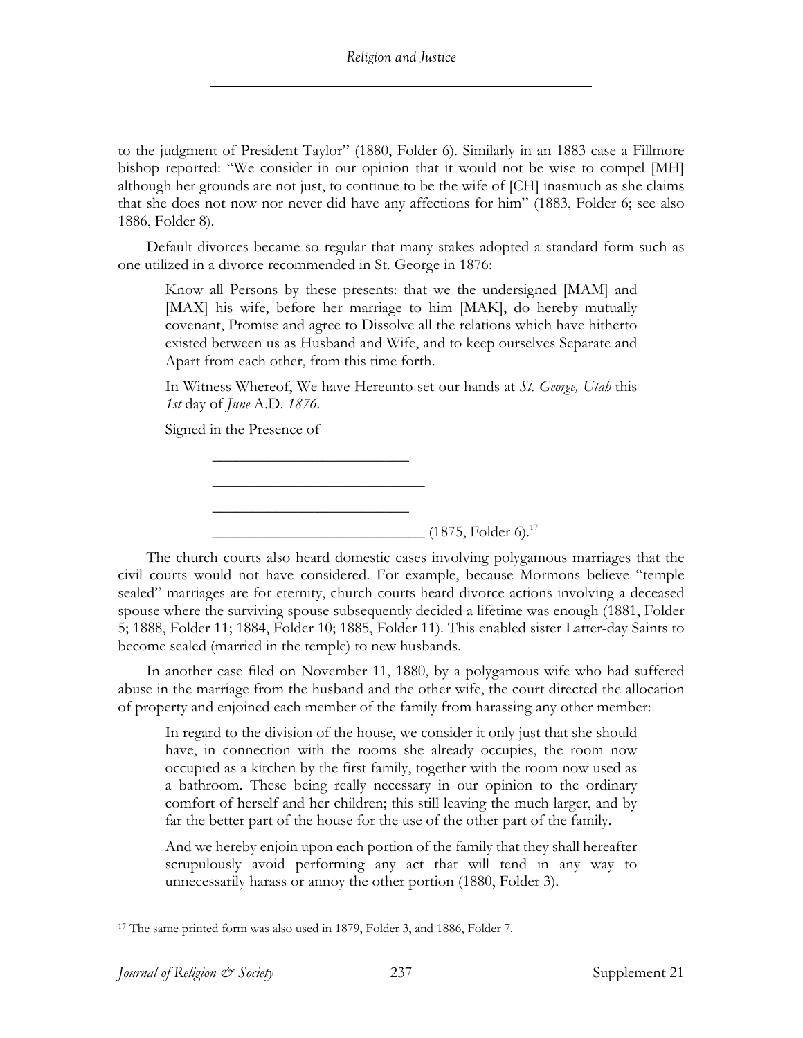to the judgment of President Taylor" (1880, Folder 6). Similarly in an 1883 case a Fillmore bishop reported: "We consider in our opinion that it would not be wise to compel [MH] although her grounds are not just, to continue to be the wife of [CH] inasmuch as she claims that she does not now nor never did have any affections for him" (1883, Folder 6; see also 1886, Folder 8).

Default divorces became so regular that many stakes adopted a standard form such as one utilized in a divorce recommended in St. George in 1876:

> Know all Persons by these presents: that we the undersigned [MAM] and [MAX] his wife, before her marriage to him [MAK], do hereby mutually covenant, Promise and agree to Dissolve all the relations which have hitherto existed between us as Husband and Wife, and to keep ourselves Separate and Apart from each other, from this time forth.
>
> In Witness Whereof, We have Hereunto set our hands at *St. George, Utah* this *1st* day of *June* A.D. *1876*.
>
> Signed in the Presence of
>
> ________________________
>
> __________________________
>
> ________________________
>
> __________________________ (1875, Folder 6).[17]

The church courts also heard domestic cases involving polygamous marriages that the civil courts would not have considered. For example, because Mormons believe "temple sealed" marriages are for eternity, church courts heard divorce actions involving a deceased spouse where the surviving spouse subsequently decided a lifetime was enough (1881, Folder 5; 1888, Folder 11; 1884, Folder 10; 1885, Folder 11). This enabled sister Latter-day Saints to become sealed (married in the temple) to new husbands.

In another case filed on November 11, 1880, by a polygamous wife who had suffered abuse in the marriage from the husband and the other wife, the court directed the allocation of property and enjoined each member of the family from harassing any other member:

> In regard to the division of the house, we consider it only just that she should have, in connection with the rooms she already occupies, the room now occupied as a kitchen by the first family, together with the room now used as a bathroom. These being really necessary in our opinion to the ordinary comfort of herself and her children; this still leaving the much larger, and by far the better part of the house for the use of the other part of the family.
>
> And we hereby enjoin upon each portion of the family that they shall hereafter scrupulously avoid performing any act that will tend in any way to unnecessarily harass or annoy the other portion (1880, Folder 3).

---

[17] The same printed form was also used in 1879, Folder 3, and 1886, Folder 7.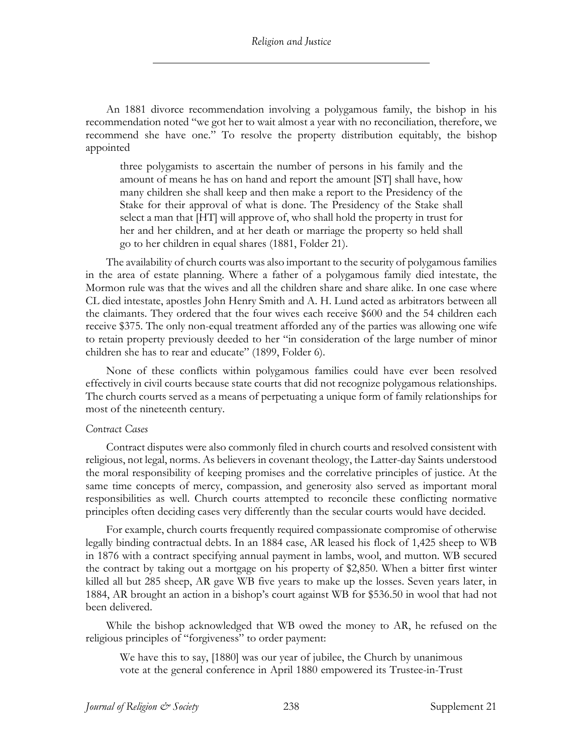An 1881 divorce recommendation involving a polygamous family, the bishop in his recommendation noted "we got her to wait almost a year with no reconciliation, therefore, we recommend she have one." To resolve the property distribution equitably, the bishop appointed

> three polygamists to ascertain the number of persons in his family and the amount of means he has on hand and report the amount [ST] shall have, how many children she shall keep and then make a report to the Presidency of the Stake for their approval of what is done. The Presidency of the Stake shall select a man that [HT] will approve of, who shall hold the property in trust for her and her children, and at her death or marriage the property so held shall go to her children in equal shares (1881, Folder 21).

The availability of church courts was also important to the security of polygamous families in the area of estate planning. Where a father of a polygamous family died intestate, the Mormon rule was that the wives and all the children share and share alike. In one case where CL died intestate, apostles John Henry Smith and A. H. Lund acted as arbitrators between all the claimants. They ordered that the four wives each receive $600 and the 54 children each receive $375. The only non-equal treatment afforded any of the parties was allowing one wife to retain property previously deeded to her "in consideration of the large number of minor children she has to rear and educate" (1899, Folder 6).

None of these conflicts within polygamous families could have ever been resolved effectively in civil courts because state courts that did not recognize polygamous relationships. The church courts served as a means of perpetuating a unique form of family relationships for most of the nineteenth century.

*Contract Cases*

Contract disputes were also commonly filed in church courts and resolved consistent with religious, not legal, norms. As believers in covenant theology, the Latter-day Saints understood the moral responsibility of keeping promises and the correlative principles of justice. At the same time concepts of mercy, compassion, and generosity also served as important moral responsibilities as well. Church courts attempted to reconcile these conflicting normative principles often deciding cases very differently than the secular courts would have decided.

For example, church courts frequently required compassionate compromise of otherwise legally binding contractual debts. In an 1884 case, AR leased his flock of 1,425 sheep to WB in 1876 with a contract specifying annual payment in lambs, wool, and mutton. WB secured the contract by taking out a mortgage on his property of $2,850. When a bitter first winter killed all but 285 sheep, AR gave WB five years to make up the losses. Seven years later, in 1884, AR brought an action in a bishop's court against WB for $536.50 in wool that had not been delivered.

While the bishop acknowledged that WB owed the money to AR, he refused on the religious principles of "forgiveness" to order payment:

> We have this to say, [1880] was our year of jubilee, the Church by unanimous vote at the general conference in April 1880 empowered its Trustee-in-Trust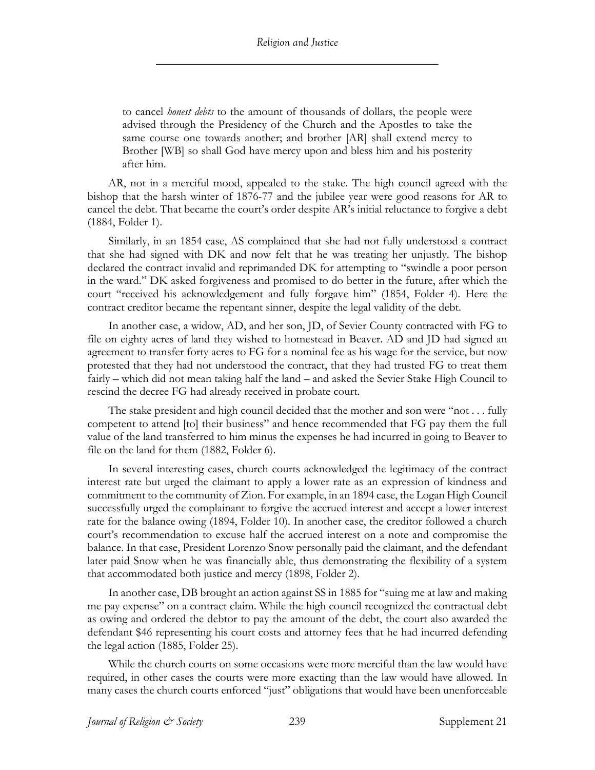> to cancel *honest debts* to the amount of thousands of dollars, the people were advised through the Presidency of the Church and the Apostles to take the same course one towards another; and brother [AR] shall extend mercy to Brother [WB] so shall God have mercy upon and bless him and his posterity after him.

AR, not in a merciful mood, appealed to the stake. The high council agreed with the bishop that the harsh winter of 1876-77 and the jubilee year were good reasons for AR to cancel the debt. That became the court's order despite AR's initial reluctance to forgive a debt (1884, Folder 1).

Similarly, in an 1854 case, AS complained that she had not fully understood a contract that she had signed with DK and now felt that he was treating her unjustly. The bishop declared the contract invalid and reprimanded DK for attempting to "swindle a poor person in the ward." DK asked forgiveness and promised to do better in the future, after which the court "received his acknowledgement and fully forgave him" (1854, Folder 4). Here the contract creditor became the repentant sinner, despite the legal validity of the debt.

In another case, a widow, AD, and her son, JD, of Sevier County contracted with FG to file on eighty acres of land they wished to homestead in Beaver. AD and JD had signed an agreement to transfer forty acres to FG for a nominal fee as his wage for the service, but now protested that they had not understood the contract, that they had trusted FG to treat them fairly – which did not mean taking half the land – and asked the Sevier Stake High Council to rescind the decree FG had already received in probate court.

The stake president and high council decided that the mother and son were "not . . . fully competent to attend [to] their business" and hence recommended that FG pay them the full value of the land transferred to him minus the expenses he had incurred in going to Beaver to file on the land for them (1882, Folder 6).

In several interesting cases, church courts acknowledged the legitimacy of the contract interest rate but urged the claimant to apply a lower rate as an expression of kindness and commitment to the community of Zion. For example, in an 1894 case, the Logan High Council successfully urged the complainant to forgive the accrued interest and accept a lower interest rate for the balance owing (1894, Folder 10). In another case, the creditor followed a church court's recommendation to excuse half the accrued interest on a note and compromise the balance. In that case, President Lorenzo Snow personally paid the claimant, and the defendant later paid Snow when he was financially able, thus demonstrating the flexibility of a system that accommodated both justice and mercy (1898, Folder 2).

In another case, DB brought an action against SS in 1885 for "suing me at law and making me pay expense" on a contract claim. While the high council recognized the contractual debt as owing and ordered the debtor to pay the amount of the debt, the court also awarded the defendant $46 representing his court costs and attorney fees that he had incurred defending the legal action (1885, Folder 25).

While the church courts on some occasions were more merciful than the law would have required, in other cases the courts were more exacting than the law would have allowed. In many cases the church courts enforced "just" obligations that would have been unenforceable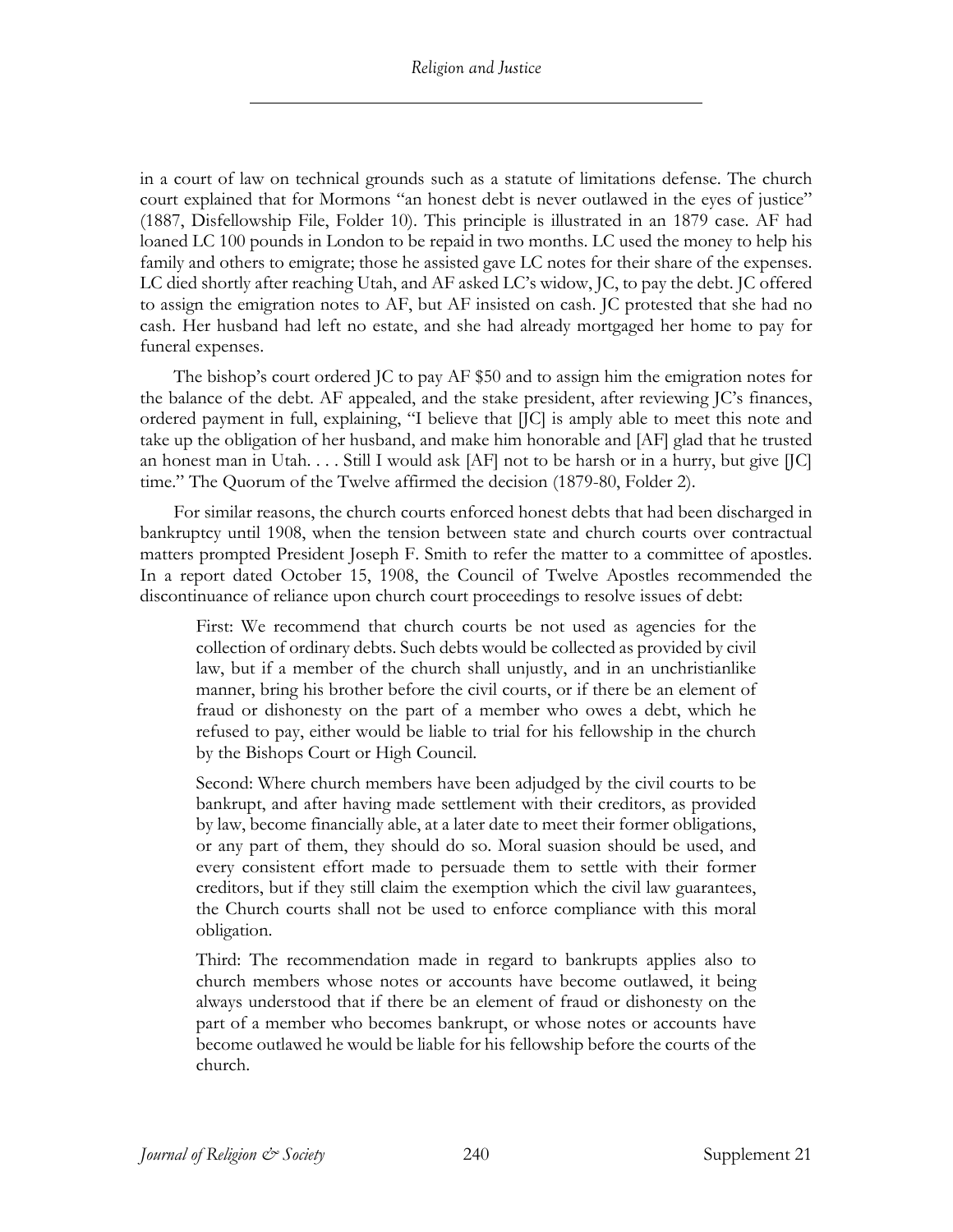in a court of law on technical grounds such as a statute of limitations defense. The church court explained that for Mormons "an honest debt is never outlawed in the eyes of justice" (1887, Disfellowship File, Folder 10). This principle is illustrated in an 1879 case. AF had loaned LC 100 pounds in London to be repaid in two months. LC used the money to help his family and others to emigrate; those he assisted gave LC notes for their share of the expenses. LC died shortly after reaching Utah, and AF asked LC's widow, JC, to pay the debt. JC offered to assign the emigration notes to AF, but AF insisted on cash. JC protested that she had no cash. Her husband had left no estate, and she had already mortgaged her home to pay for funeral expenses.

The bishop's court ordered JC to pay AF $50 and to assign him the emigration notes for the balance of the debt. AF appealed, and the stake president, after reviewing JC's finances, ordered payment in full, explaining, "I believe that [JC] is amply able to meet this note and take up the obligation of her husband, and make him honorable and [AF] glad that he trusted an honest man in Utah. . . . Still I would ask [AF] not to be harsh or in a hurry, but give [JC] time." The Quorum of the Twelve affirmed the decision (1879-80, Folder 2).

For similar reasons, the church courts enforced honest debts that had been discharged in bankruptcy until 1908, when the tension between state and church courts over contractual matters prompted President Joseph F. Smith to refer the matter to a committee of apostles. In a report dated October 15, 1908, the Council of Twelve Apostles recommended the discontinuance of reliance upon church court proceedings to resolve issues of debt:

> First: We recommend that church courts be not used as agencies for the collection of ordinary debts. Such debts would be collected as provided by civil law, but if a member of the church shall unjustly, and in an unchristianlike manner, bring his brother before the civil courts, or if there be an element of fraud or dishonesty on the part of a member who owes a debt, which he refused to pay, either would be liable to trial for his fellowship in the church by the Bishops Court or High Council.
>
> Second: Where church members have been adjudged by the civil courts to be bankrupt, and after having made settlement with their creditors, as provided by law, become financially able, at a later date to meet their former obligations, or any part of them, they should do so. Moral suasion should be used, and every consistent effort made to persuade them to settle with their former creditors, but if they still claim the exemption which the civil law guarantees, the Church courts shall not be used to enforce compliance with this moral obligation.
>
> Third: The recommendation made in regard to bankrupts applies also to church members whose notes or accounts have become outlawed, it being always understood that if there be an element of fraud or dishonesty on the part of a member who becomes bankrupt, or whose notes or accounts have become outlawed he would be liable for his fellowship before the courts of the church.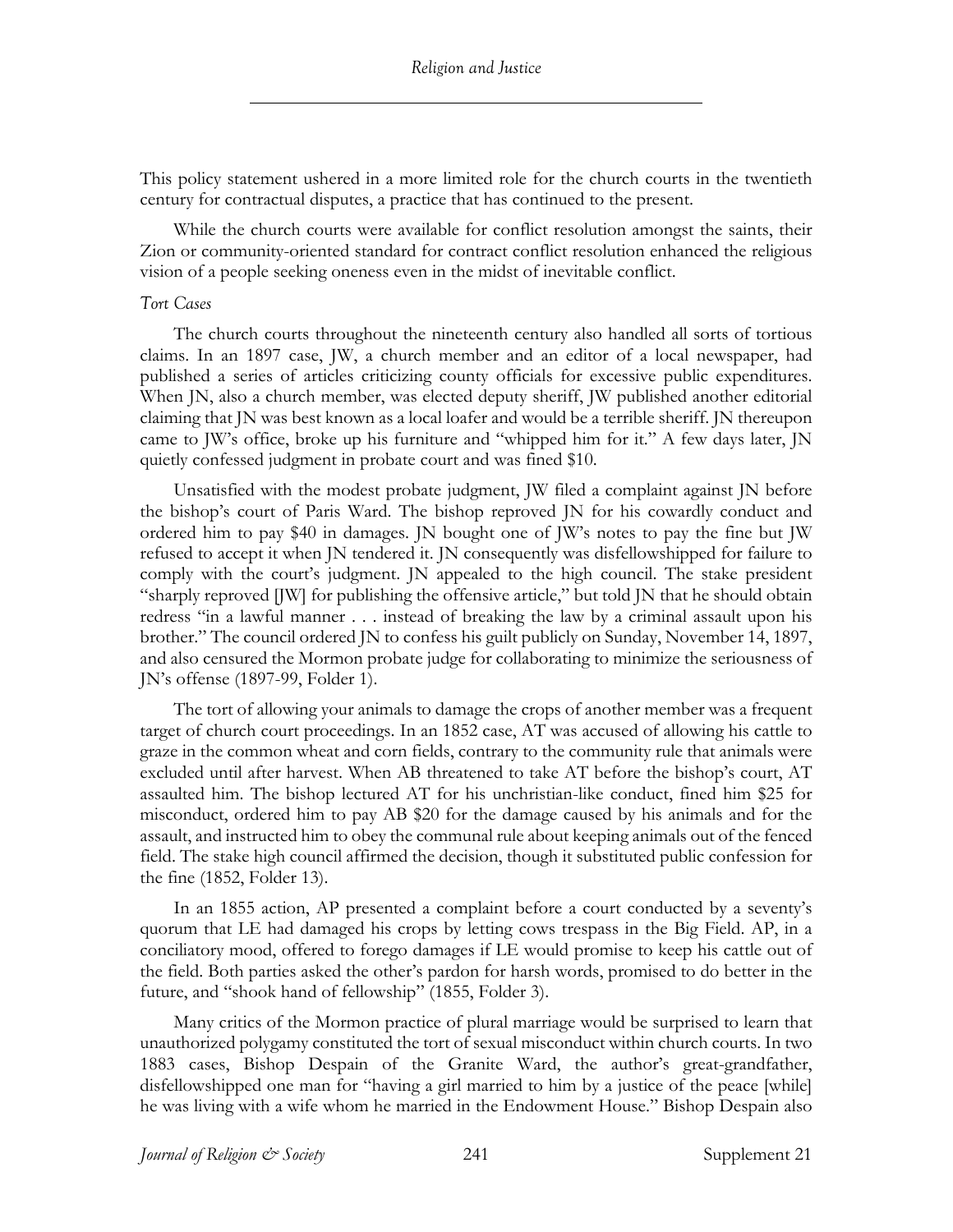This policy statement ushered in a more limited role for the church courts in the twentieth century for contractual disputes, a practice that has continued to the present.

While the church courts were available for conflict resolution amongst the saints, their Zion or community-oriented standard for contract conflict resolution enhanced the religious vision of a people seeking oneness even in the midst of inevitable conflict.

*Tort Cases*

The church courts throughout the nineteenth century also handled all sorts of tortious claims. In an 1897 case, JW, a church member and an editor of a local newspaper, had published a series of articles criticizing county officials for excessive public expenditures. When JN, also a church member, was elected deputy sheriff, JW published another editorial claiming that JN was best known as a local loafer and would be a terrible sheriff. JN thereupon came to JW's office, broke up his furniture and "whipped him for it." A few days later, JN quietly confessed judgment in probate court and was fined $10.

Unsatisfied with the modest probate judgment, JW filed a complaint against JN before the bishop's court of Paris Ward. The bishop reproved JN for his cowardly conduct and ordered him to pay $40 in damages. JN bought one of JW's notes to pay the fine but JW refused to accept it when JN tendered it. JN consequently was disfellowshipped for failure to comply with the court's judgment. JN appealed to the high council. The stake president "sharply reproved [JW] for publishing the offensive article," but told JN that he should obtain redress "in a lawful manner . . . instead of breaking the law by a criminal assault upon his brother." The council ordered JN to confess his guilt publicly on Sunday, November 14, 1897, and also censured the Mormon probate judge for collaborating to minimize the seriousness of JN's offense (1897-99, Folder 1).

The tort of allowing your animals to damage the crops of another member was a frequent target of church court proceedings. In an 1852 case, AT was accused of allowing his cattle to graze in the common wheat and corn fields, contrary to the community rule that animals were excluded until after harvest. When AB threatened to take AT before the bishop's court, AT assaulted him. The bishop lectured AT for his unchristian-like conduct, fined him $25 for misconduct, ordered him to pay AB $20 for the damage caused by his animals and for the assault, and instructed him to obey the communal rule about keeping animals out of the fenced field. The stake high council affirmed the decision, though it substituted public confession for the fine (1852, Folder 13).

In an 1855 action, AP presented a complaint before a court conducted by a seventy's quorum that LE had damaged his crops by letting cows trespass in the Big Field. AP, in a conciliatory mood, offered to forego damages if LE would promise to keep his cattle out of the field. Both parties asked the other's pardon for harsh words, promised to do better in the future, and "shook hand of fellowship" (1855, Folder 3).

Many critics of the Mormon practice of plural marriage would be surprised to learn that unauthorized polygamy constituted the tort of sexual misconduct within church courts. In two 1883 cases, Bishop Despain of the Granite Ward, the author's great-grandfather, disfellowshipped one man for "having a girl married to him by a justice of the peace [while] he was living with a wife whom he married in the Endowment House." Bishop Despain also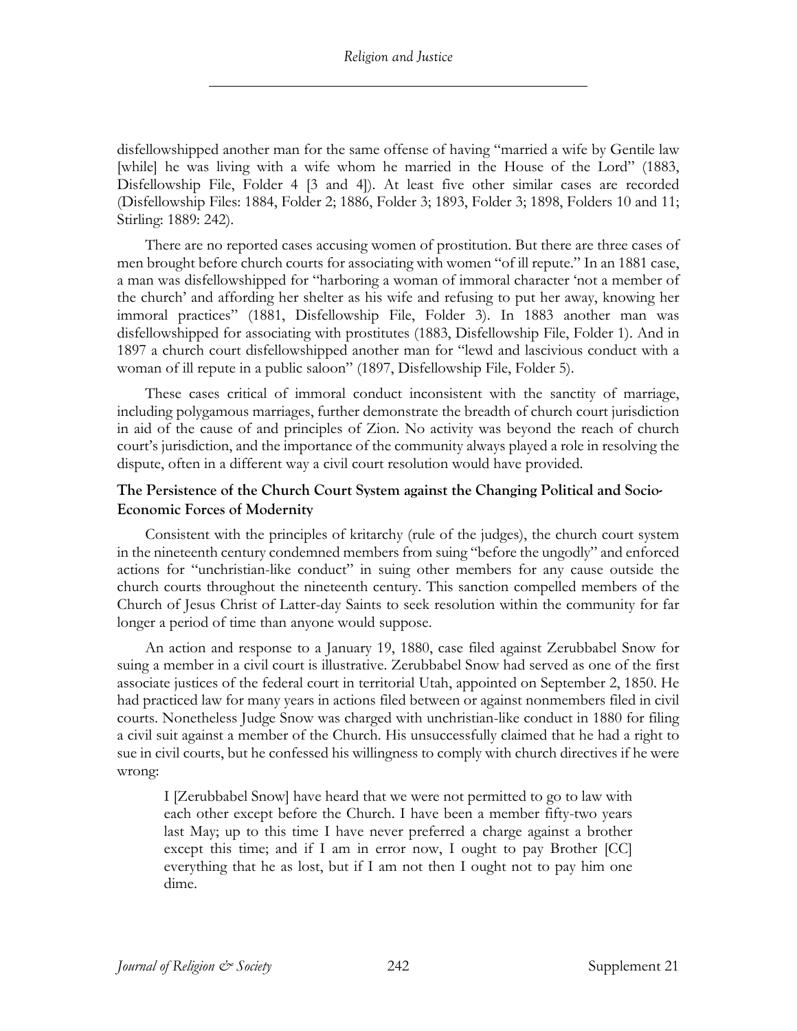disfellowshipped another man for the same offense of having "married a wife by Gentile law [while] he was living with a wife whom he married in the House of the Lord" (1883, Disfellowship File, Folder 4 [3 and 4]). At least five other similar cases are recorded (Disfellowship Files: 1884, Folder 2; 1886, Folder 3; 1893, Folder 3; 1898, Folders 10 and 11; Stirling: 1889: 242).

There are no reported cases accusing women of prostitution. But there are three cases of men brought before church courts for associating with women "of ill repute." In an 1881 case, a man was disfellowshipped for "harboring a woman of immoral character 'not a member of the church' and affording her shelter as his wife and refusing to put her away, knowing her immoral practices" (1881, Disfellowship File, Folder 3). In 1883 another man was disfellowshipped for associating with prostitutes (1883, Disfellowship File, Folder 1). And in 1897 a church court disfellowshipped another man for "lewd and lascivious conduct with a woman of ill repute in a public saloon" (1897, Disfellowship File, Folder 5).

These cases critical of immoral conduct inconsistent with the sanctity of marriage, including polygamous marriages, further demonstrate the breadth of church court jurisdiction in aid of the cause of and principles of Zion. No activity was beyond the reach of church court's jurisdiction, and the importance of the community always played a role in resolving the dispute, often in a different way a civil court resolution would have provided.

### The Persistence of the Church Court System against the Changing Political and Socio-Economic Forces of Modernity

Consistent with the principles of kritarchy (rule of the judges), the church court system in the nineteenth century condemned members from suing "before the ungodly" and enforced actions for "unchristian-like conduct" in suing other members for any cause outside the church courts throughout the nineteenth century. This sanction compelled members of the Church of Jesus Christ of Latter-day Saints to seek resolution within the community for far longer a period of time than anyone would suppose.

An action and response to a January 19, 1880, case filed against Zerubbabel Snow for suing a member in a civil court is illustrative. Zerubbabel Snow had served as one of the first associate justices of the federal court in territorial Utah, appointed on September 2, 1850. He had practiced law for many years in actions filed between or against nonmembers filed in civil courts. Nonetheless Judge Snow was charged with unchristian-like conduct in 1880 for filing a civil suit against a member of the Church. His unsuccessfully claimed that he had a right to sue in civil courts, but he confessed his willingness to comply with church directives if he were wrong:

> I [Zerubbabel Snow] have heard that we were not permitted to go to law with each other except before the Church. I have been a member fifty-two years last May; up to this time I have never preferred a charge against a brother except this time; and if I am in error now, I ought to pay Brother [CC] everything that he as lost, but if I am not then I ought not to pay him one dime.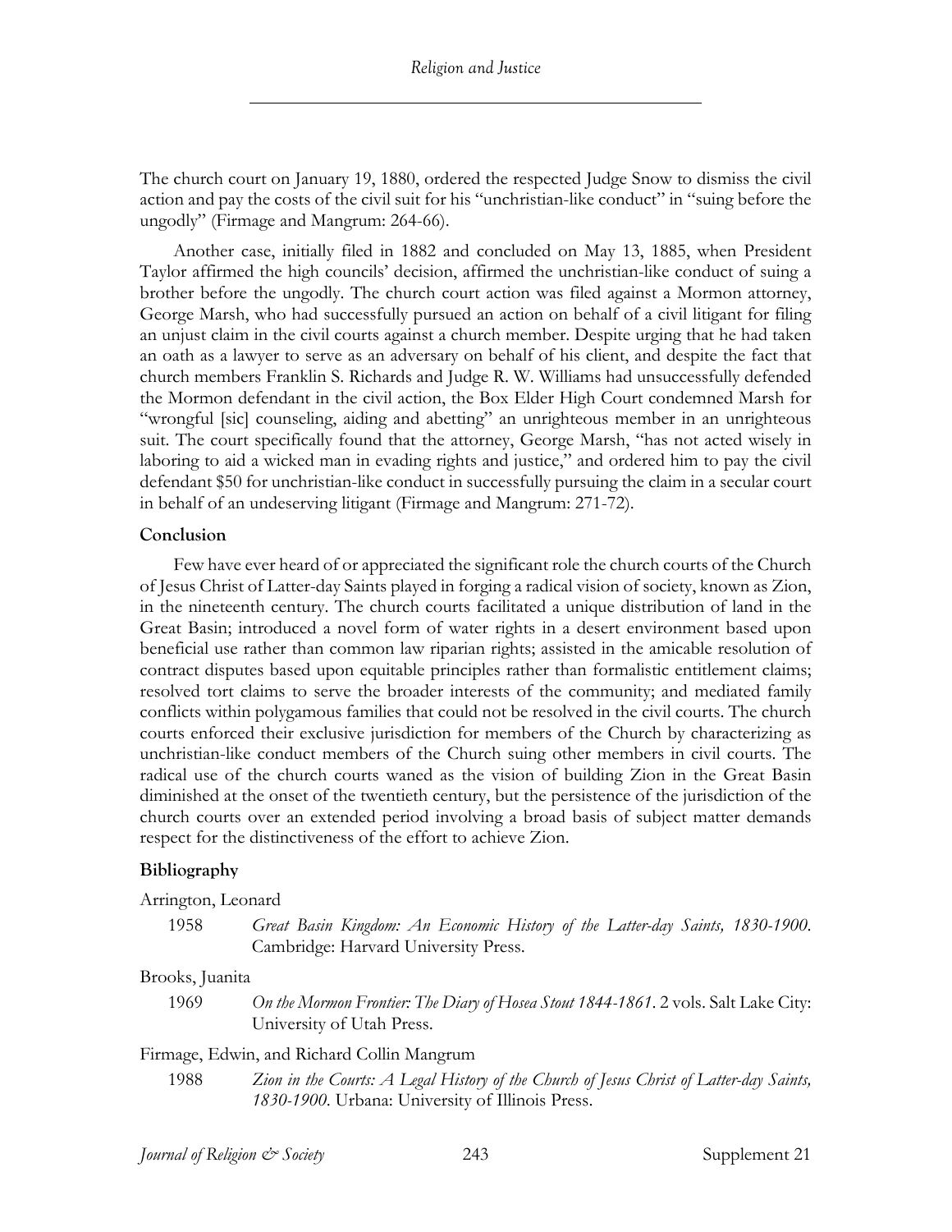The church court on January 19, 1880, ordered the respected Judge Snow to dismiss the civil action and pay the costs of the civil suit for his "unchristian-like conduct" in "suing before the ungodly" (Firmage and Mangrum: 264-66).

Another case, initially filed in 1882 and concluded on May 13, 1885, when President Taylor affirmed the high councils' decision, affirmed the unchristian-like conduct of suing a brother before the ungodly. The church court action was filed against a Mormon attorney, George Marsh, who had successfully pursued an action on behalf of a civil litigant for filing an unjust claim in the civil courts against a church member. Despite urging that he had taken an oath as a lawyer to serve as an adversary on behalf of his client, and despite the fact that church members Franklin S. Richards and Judge R. W. Williams had unsuccessfully defended the Mormon defendant in the civil action, the Box Elder High Court condemned Marsh for "wrongful [sic] counseling, aiding and abetting" an unrighteous member in an unrighteous suit. The court specifically found that the attorney, George Marsh, "has not acted wisely in laboring to aid a wicked man in evading rights and justice," and ordered him to pay the civil defendant $50 for unchristian-like conduct in successfully pursuing the claim in a secular court in behalf of an undeserving litigant (Firmage and Mangrum: 271-72).

### Conclusion

Few have ever heard of or appreciated the significant role the church courts of the Church of Jesus Christ of Latter-day Saints played in forging a radical vision of society, known as Zion, in the nineteenth century. The church courts facilitated a unique distribution of land in the Great Basin; introduced a novel form of water rights in a desert environment based upon beneficial use rather than common law riparian rights; assisted in the amicable resolution of contract disputes based upon equitable principles rather than formalistic entitlement claims; resolved tort claims to serve the broader interests of the community; and mediated family conflicts within polygamous families that could not be resolved in the civil courts. The church courts enforced their exclusive jurisdiction for members of the Church by characterizing as unchristian-like conduct members of the Church suing other members in civil courts. The radical use of the church courts waned as the vision of building Zion in the Great Basin diminished at the onset of the twentieth century, but the persistence of the jurisdiction of the church courts over an extended period involving a broad basis of subject matter demands respect for the distinctiveness of the effort to achieve Zion.

### Bibliography

Arrington, Leonard

1958 *Great Basin Kingdom: An Economic History of the Latter-day Saints, 1830-1900*. Cambridge: Harvard University Press.

Brooks, Juanita

1969 *On the Mormon Frontier: The Diary of Hosea Stout 1844-1861*. 2 vols. Salt Lake City: University of Utah Press.

Firmage, Edwin, and Richard Collin Mangrum

1988 *Zion in the Courts: A Legal History of the Church of Jesus Christ of Latter-day Saints, 1830-1900*. Urbana: University of Illinois Press.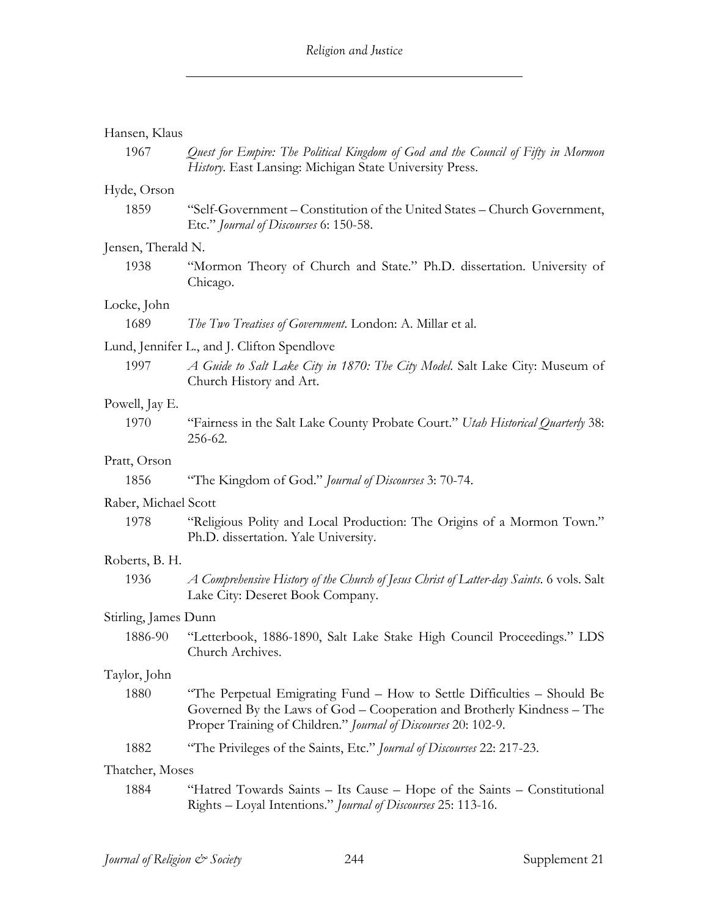Hansen, Klaus

1967 *Quest for Empire: The Political Kingdom of God and the Council of Fifty in Mormon History*. East Lansing: Michigan State University Press.

Hyde, Orson

1859 "Self-Government – Constitution of the United States – Church Government, Etc." *Journal of Discourses* 6: 150-58.

Jensen, Therald N.

1938 "Mormon Theory of Church and State." Ph.D. dissertation. University of Chicago.

Locke, John

1689 *The Two Treatises of Government*. London: A. Millar et al.

Lund, Jennifer L., and J. Clifton Spendlove

1997 *A Guide to Salt Lake City in 1870: The City Model*. Salt Lake City: Museum of Church History and Art.

Powell, Jay E.

1970 "Fairness in the Salt Lake County Probate Court." *Utah Historical Quarterly* 38: 256-62.

Pratt, Orson

1856 "The Kingdom of God." *Journal of Discourses* 3: 70-74.

Raber, Michael Scott

1978 "Religious Polity and Local Production: The Origins of a Mormon Town." Ph.D. dissertation. Yale University.

Roberts, B. H.

1936 *A Comprehensive History of the Church of Jesus Christ of Latter-day Saints*. 6 vols. Salt Lake City: Deseret Book Company.

Stirling, James Dunn

1886-90 "Letterbook, 1886-1890, Salt Lake Stake High Council Proceedings." LDS Church Archives.

Taylor, John

1880 "The Perpetual Emigrating Fund – How to Settle Difficulties – Should Be Governed By the Laws of God – Cooperation and Brotherly Kindness – The Proper Training of Children." *Journal of Discourses* 20: 102-9.

1882 "The Privileges of the Saints, Etc." *Journal of Discourses* 22: 217-23.

Thatcher, Moses

1884 "Hatred Towards Saints – Its Cause – Hope of the Saints – Constitutional Rights – Loyal Intentions." *Journal of Discourses* 25: 113-16.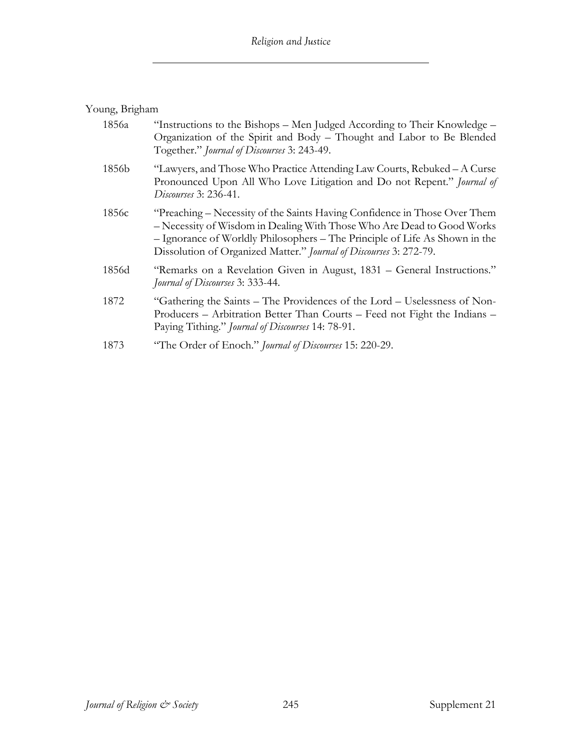Young, Brigham

1856a “Instructions to the Bishops – Men Judged According to Their Knowledge – Organization of the Spirit and Body – Thought and Labor to Be Blended Together.” *Journal of Discourses* 3: 243-49.

1856b “Lawyers, and Those Who Practice Attending Law Courts, Rebuked – A Curse Pronounced Upon All Who Love Litigation and Do not Repent.” *Journal of Discourses* 3: 236-41.

1856c “Preaching – Necessity of the Saints Having Confidence in Those Over Them – Necessity of Wisdom in Dealing With Those Who Are Dead to Good Works – Ignorance of Worldly Philosophers – The Principle of Life As Shown in the Dissolution of Organized Matter.” *Journal of Discourses* 3: 272-79.

1856d “Remarks on a Revelation Given in August, 1831 – General Instructions.” *Journal of Discourses* 3: 333-44.

1872 “Gathering the Saints – The Providences of the Lord – Uselessness of Non-Producers – Arbitration Better Than Courts – Feed not Fight the Indians – Paying Tithing.” *Journal of Discourses* 14: 78-91.

1873 “The Order of Enoch.” *Journal of Discourses* 15: 220-29.